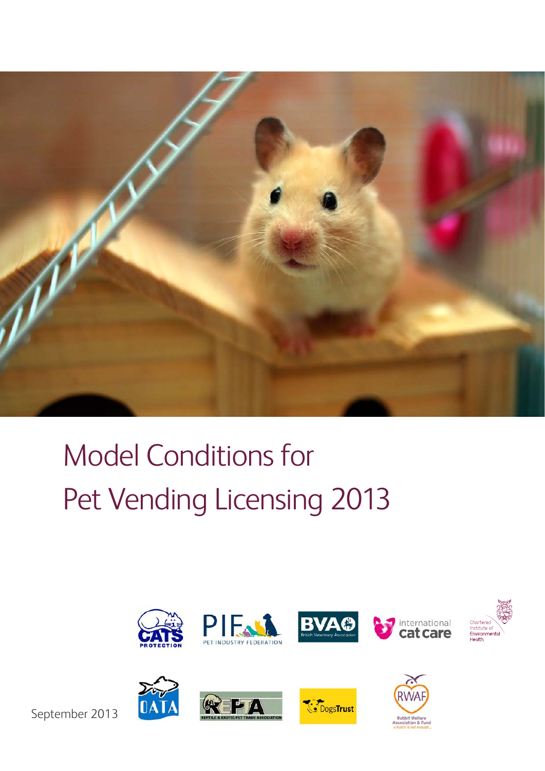# Model Conditions for Pet Vending Licensing 2013

September 2013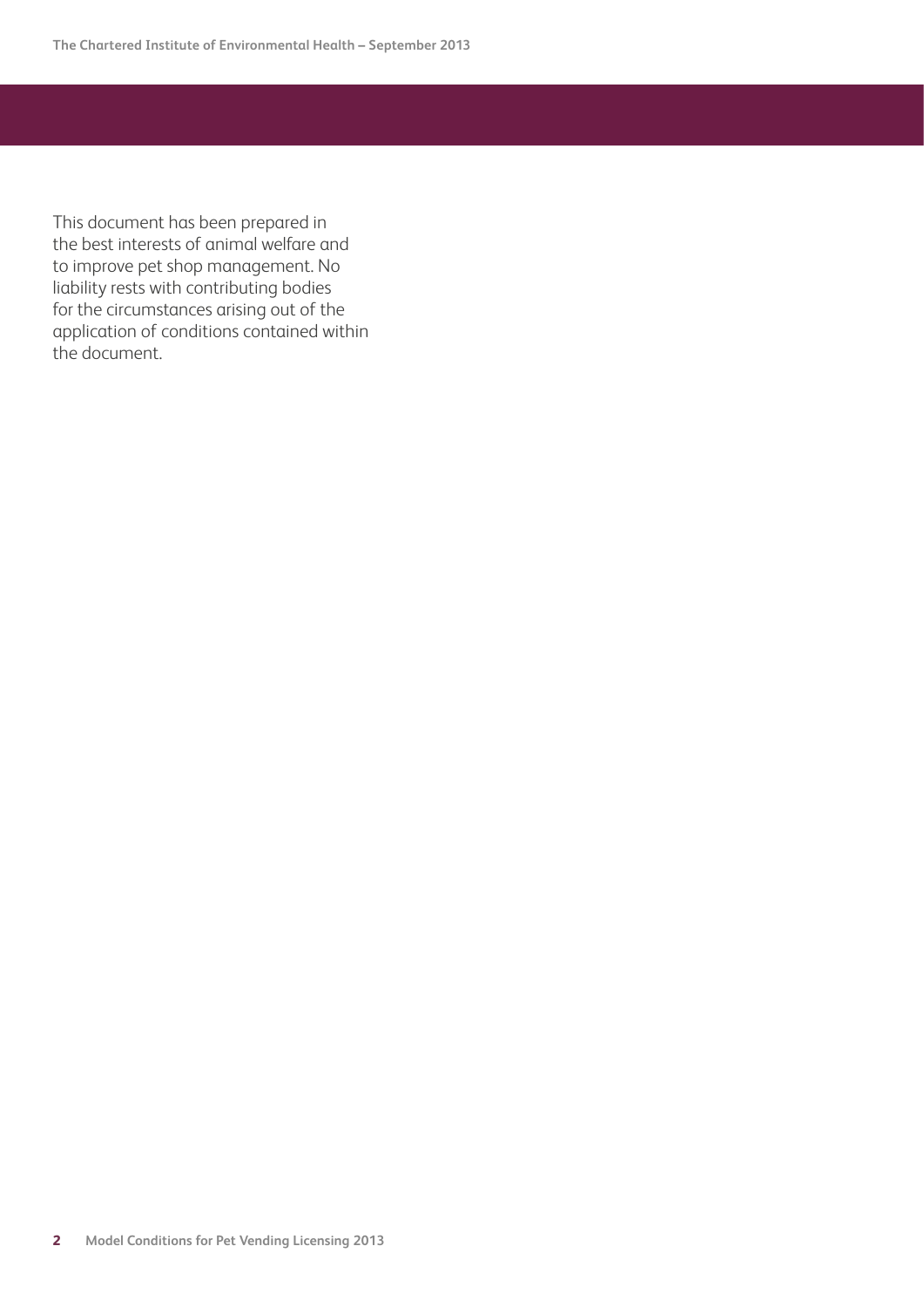This document has been prepared in the best interests of animal welfare and to improve pet shop management. No liability rests with contributing bodies for the circumstances arising out of the application of conditions contained within the document.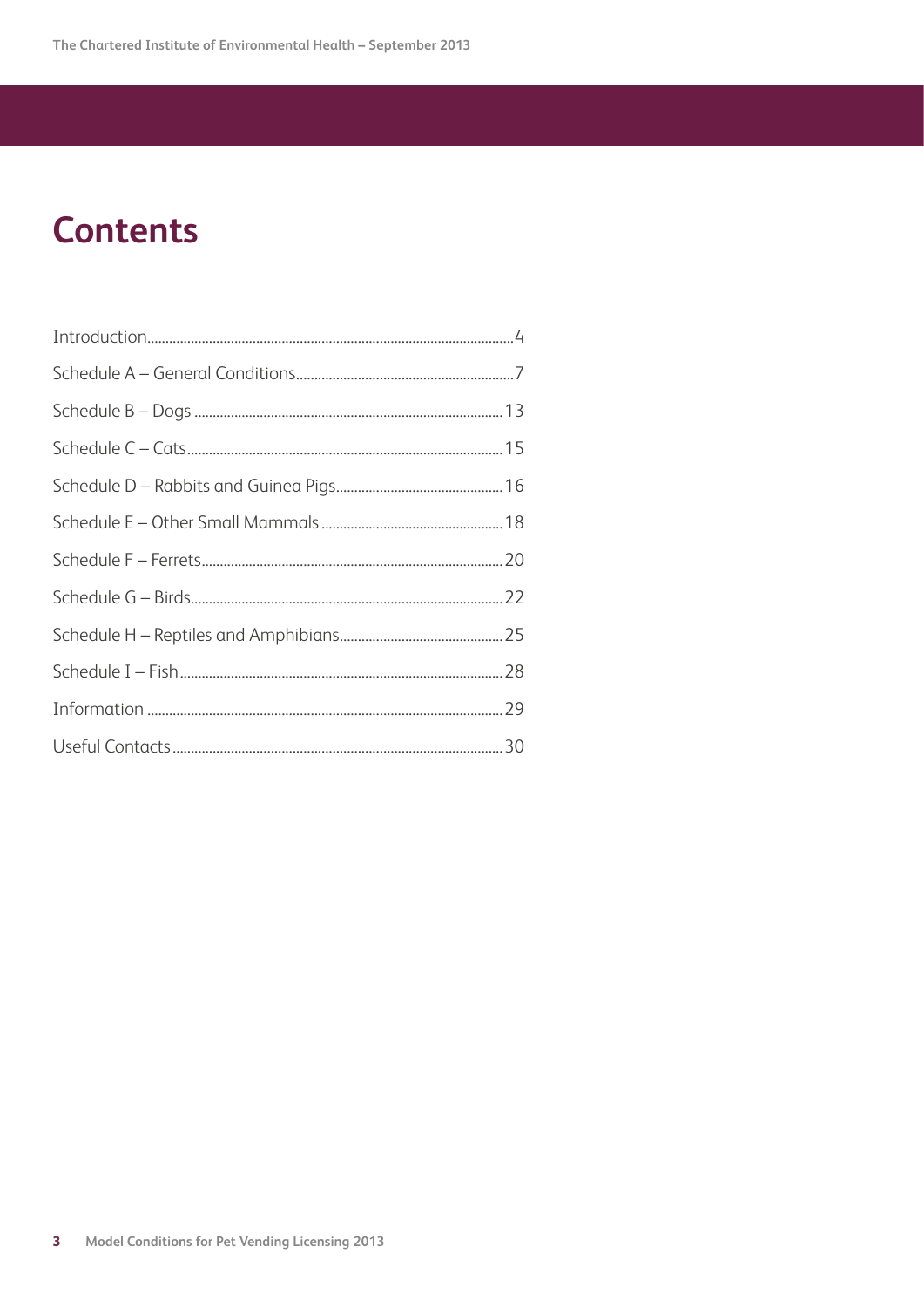# Contents

Introduction....................4

Schedule A – General Conditions....................7

Schedule B – Dogs....................13

Schedule C – Cats....................15

Schedule D – Rabbits and Guinea Pigs....................16

Schedule E – Other Small Mammals....................18

Schedule F – Ferrets....................20

Schedule G – Birds....................22

Schedule H – Reptiles and Amphibians....................25

Schedule I – Fish....................28

Information....................29

Useful Contacts....................30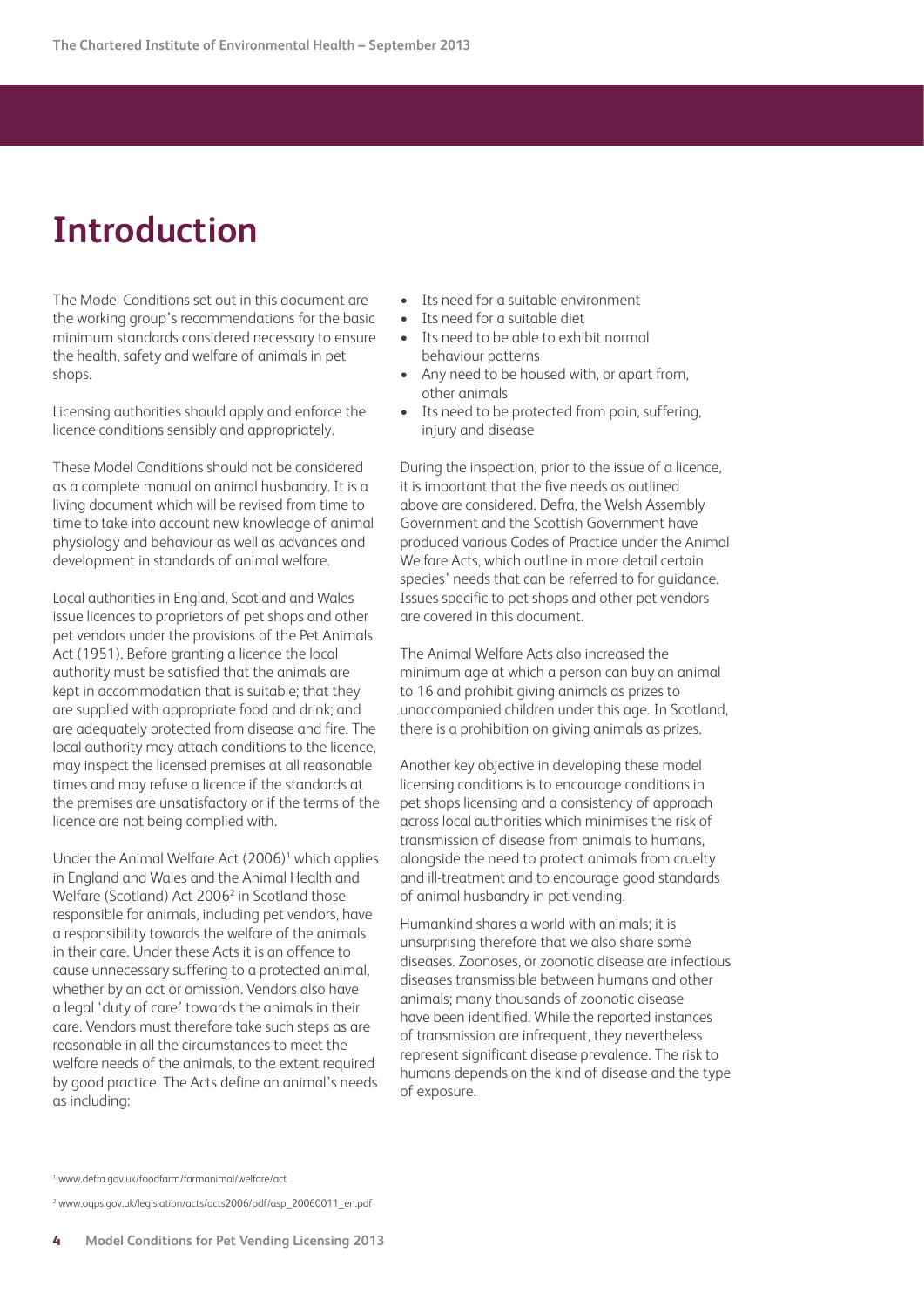# Introduction

The Model Conditions set out in this document are the working group's recommendations for the basic minimum standards considered necessary to ensure the health, safety and welfare of animals in pet shops.

Licensing authorities should apply and enforce the licence conditions sensibly and appropriately.

These Model Conditions should not be considered as a complete manual on animal husbandry. It is a living document which will be revised from time to time to take into account new knowledge of animal physiology and behaviour as well as advances and development in standards of animal welfare.

Local authorities in England, Scotland and Wales issue licences to proprietors of pet shops and other pet vendors under the provisions of the Pet Animals Act (1951). Before granting a licence the local authority must be satisfied that the animals are kept in accommodation that is suitable; that they are supplied with appropriate food and drink; and are adequately protected from disease and fire. The local authority may attach conditions to the licence, may inspect the licensed premises at all reasonable times and may refuse a licence if the standards at the premises are unsatisfactory or if the terms of the licence are not being complied with.

Under the Animal Welfare Act (2006)[1] which applies in England and Wales and the Animal Health and Welfare (Scotland) Act 2006[2] in Scotland those responsible for animals, including pet vendors, have a responsibility towards the welfare of the animals in their care. Under these Acts it is an offence to cause unnecessary suffering to a protected animal, whether by an act or omission. Vendors also have a legal 'duty of care' towards the animals in their care. Vendors must therefore take such steps as are reasonable in all the circumstances to meet the welfare needs of the animals, to the extent required by good practice. The Acts define an animal's needs as including:

- Its need for a suitable environment
- Its need for a suitable diet
- Its need to be able to exhibit normal behaviour patterns
- Any need to be housed with, or apart from, other animals
- Its need to be protected from pain, suffering, injury and disease

During the inspection, prior to the issue of a licence, it is important that the five needs as outlined above are considered. Defra, the Welsh Assembly Government and the Scottish Government have produced various Codes of Practice under the Animal Welfare Acts, which outline in more detail certain species' needs that can be referred to for guidance. Issues specific to pet shops and other pet vendors are covered in this document.

The Animal Welfare Acts also increased the minimum age at which a person can buy an animal to 16 and prohibit giving animals as prizes to unaccompanied children under this age. In Scotland, there is a prohibition on giving animals as prizes.

Another key objective in developing these model licensing conditions is to encourage conditions in pet shops licensing and a consistency of approach across local authorities which minimises the risk of transmission of disease from animals to humans, alongside the need to protect animals from cruelty and ill-treatment and to encourage good standards of animal husbandry in pet vending.

Humankind shares a world with animals; it is unsurprising therefore that we also share some diseases. Zoonoses, or zoonotic disease are infectious diseases transmissible between humans and other animals; many thousands of zoonotic disease have been identified. While the reported instances of transmission are infrequent, they nevertheless represent significant disease prevalence. The risk to humans depends on the kind of disease and the type of exposure.

[1] www.defra.gov.uk/foodfarm/farmanimal/welfare/act

[2] www.oqps.gov.uk/legislation/acts/acts2006/pdf/asp_20060011_en.pdf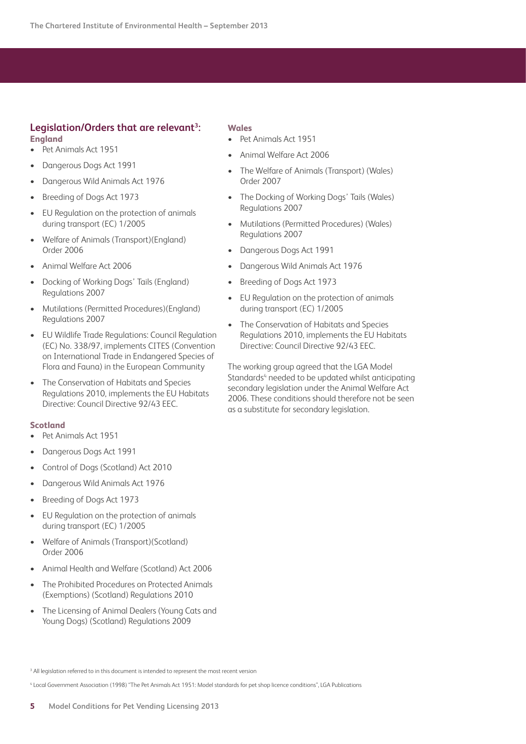## Legislation/Orders that are relevant[3]:

### England

- Pet Animals Act 1951
- Dangerous Dogs Act 1991
- Dangerous Wild Animals Act 1976
- Breeding of Dogs Act 1973
- EU Regulation on the protection of animals during transport (EC) 1/2005
- Welfare of Animals (Transport)(England) Order 2006
- Animal Welfare Act 2006
- Docking of Working Dogs' Tails (England) Regulations 2007
- Mutilations (Permitted Procedures)(England) Regulations 2007
- EU Wildlife Trade Regulations: Council Regulation (EC) No. 338/97, implements CITES (Convention on International Trade in Endangered Species of Flora and Fauna) in the European Community
- The Conservation of Habitats and Species Regulations 2010, implements the EU Habitats Directive: Council Directive 92/43 EEC.

### Scotland

- Pet Animals Act 1951
- Dangerous Dogs Act 1991
- Control of Dogs (Scotland) Act 2010
- Dangerous Wild Animals Act 1976
- Breeding of Dogs Act 1973
- EU Regulation on the protection of animals during transport (EC) 1/2005
- Welfare of Animals (Transport)(Scotland) Order 2006
- Animal Health and Welfare (Scotland) Act 2006
- The Prohibited Procedures on Protected Animals (Exemptions) (Scotland) Regulations 2010
- The Licensing of Animal Dealers (Young Cats and Young Dogs) (Scotland) Regulations 2009

### Wales

- Pet Animals Act 1951
- Animal Welfare Act 2006
- The Welfare of Animals (Transport) (Wales) Order 2007
- The Docking of Working Dogs' Tails (Wales) Regulations 2007
- Mutilations (Permitted Procedures) (Wales) Regulations 2007
- Dangerous Dogs Act 1991
- Dangerous Wild Animals Act 1976
- Breeding of Dogs Act 1973
- EU Regulation on the protection of animals during transport (EC) 1/2005
- The Conservation of Habitats and Species Regulations 2010, implements the EU Habitats Directive: Council Directive 92/43 EEC.

The working group agreed that the LGA Model Standards[4] needed to be updated whilst anticipating secondary legislation under the Animal Welfare Act 2006. These conditions should therefore not be seen as a substitute for secondary legislation.

[3] All legislation referred to in this document is intended to represent the most recent version

[4] Local Government Association (1998) "The Pet Animals Act 1951: Model standards for pet shop licence conditions", LGA Publications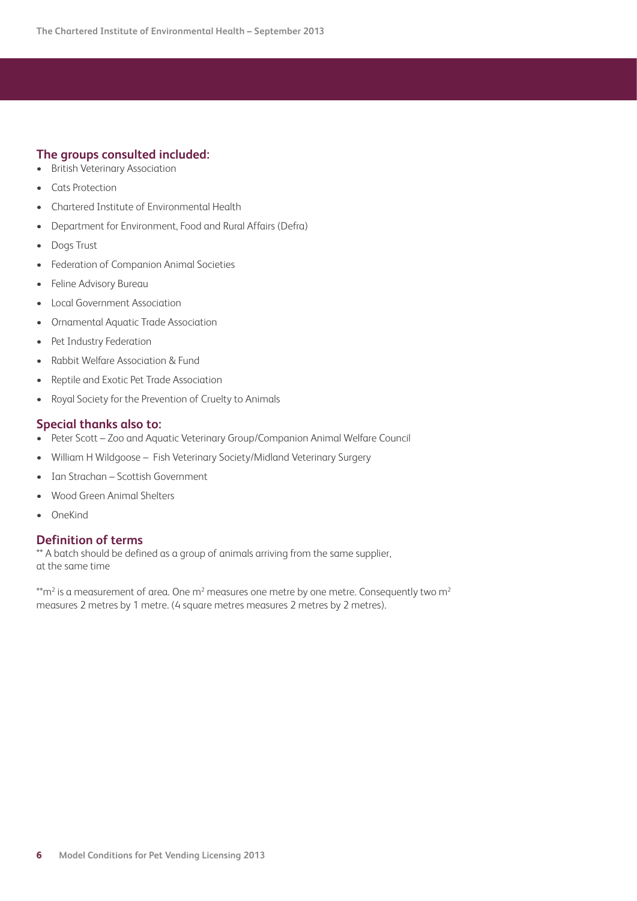## The groups consulted included:

- British Veterinary Association
- Cats Protection
- Chartered Institute of Environmental Health
- Department for Environment, Food and Rural Affairs (Defra)
- Dogs Trust
- Federation of Companion Animal Societies
- Feline Advisory Bureau
- Local Government Association
- Ornamental Aquatic Trade Association
- Pet Industry Federation
- Rabbit Welfare Association & Fund
- Reptile and Exotic Pet Trade Association
- Royal Society for the Prevention of Cruelty to Animals

## Special thanks also to:

- Peter Scott – Zoo and Aquatic Veterinary Group/Companion Animal Welfare Council
- William H Wildgoose – Fish Veterinary Society/Midland Veterinary Surgery
- Ian Strachan – Scottish Government
- Wood Green Animal Shelters
- OneKind

## Definition of terms

** A batch should be defined as a group of animals arriving from the same supplier, at the same time

**$m^2$ is a measurement of area. One $m^2$ measures one metre by one metre. Consequently two $m^2$ measures 2 metres by 1 metre. (4 square metres measures 2 metres by 2 metres).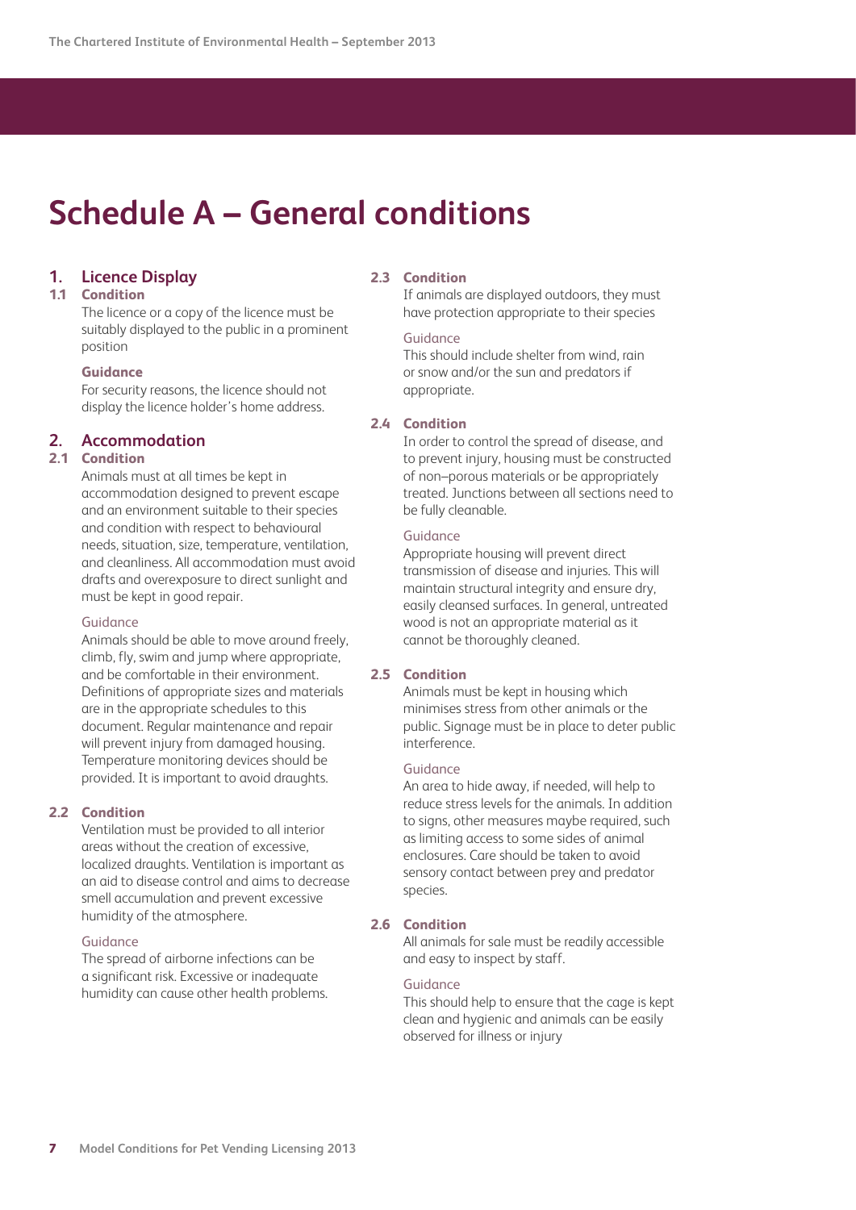# Schedule A – General conditions

## 1. Licence Display

### 1.1 Condition

The licence or a copy of the licence must be suitably displayed to the public in a prominent position

**Guidance**

For security reasons, the licence should not display the licence holder's home address.

## 2. Accommodation

### 2.1 Condition

Animals must at all times be kept in accommodation designed to prevent escape and an environment suitable to their species and condition with respect to behavioural needs, situation, size, temperature, ventilation, and cleanliness. All accommodation must avoid drafts and overexposure to direct sunlight and must be kept in good repair.

Guidance

Animals should be able to move around freely, climb, fly, swim and jump where appropriate, and be comfortable in their environment. Definitions of appropriate sizes and materials are in the appropriate schedules to this document. Regular maintenance and repair will prevent injury from damaged housing. Temperature monitoring devices should be provided. It is important to avoid draughts.

### 2.2 Condition

Ventilation must be provided to all interior areas without the creation of excessive, localized draughts. Ventilation is important as an aid to disease control and aims to decrease smell accumulation and prevent excessive humidity of the atmosphere.

Guidance

The spread of airborne infections can be a significant risk. Excessive or inadequate humidity can cause other health problems.

### 2.3 Condition

If animals are displayed outdoors, they must have protection appropriate to their species

Guidance

This should include shelter from wind, rain or snow and/or the sun and predators if appropriate.

### 2.4 Condition

In order to control the spread of disease, and to prevent injury, housing must be constructed of non–porous materials or be appropriately treated. Junctions between all sections need to be fully cleanable.

Guidance

Appropriate housing will prevent direct transmission of disease and injuries. This will maintain structural integrity and ensure dry, easily cleansed surfaces. In general, untreated wood is not an appropriate material as it cannot be thoroughly cleaned.

### 2.5 Condition

Animals must be kept in housing which minimises stress from other animals or the public. Signage must be in place to deter public interference.

Guidance

An area to hide away, if needed, will help to reduce stress levels for the animals. In addition to signs, other measures maybe required, such as limiting access to some sides of animal enclosures. Care should be taken to avoid sensory contact between prey and predator species.

### 2.6 Condition

All animals for sale must be readily accessible and easy to inspect by staff.

Guidance

This should help to ensure that the cage is kept clean and hygienic and animals can be easily observed for illness or injury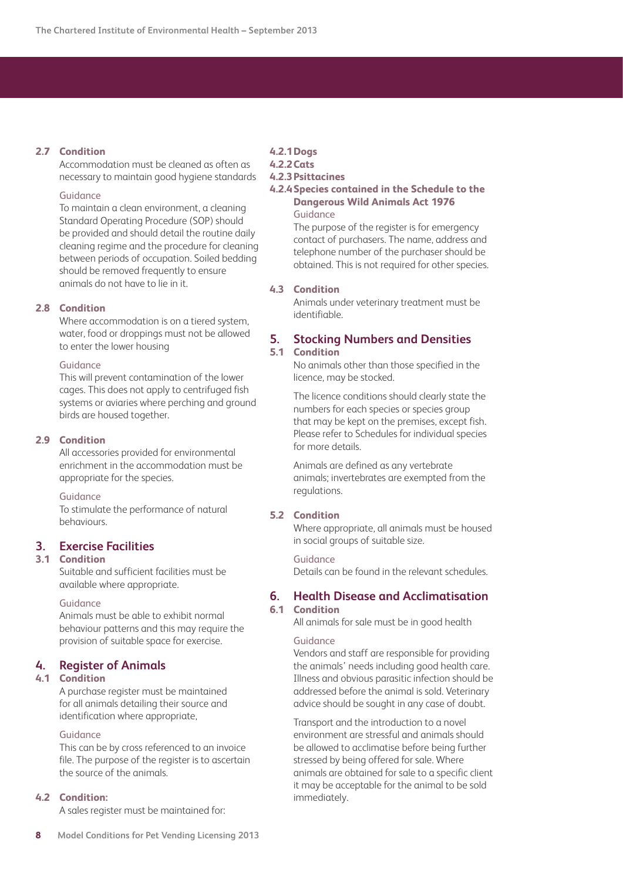**2.7 Condition**

Accommodation must be cleaned as often as necessary to maintain good hygiene standards

Guidance

To maintain a clean environment, a cleaning Standard Operating Procedure (SOP) should be provided and should detail the routine daily cleaning regime and the procedure for cleaning between periods of occupation. Soiled bedding should be removed frequently to ensure animals do not have to lie in it.

**2.8 Condition**

Where accommodation is on a tiered system, water, food or droppings must not be allowed to enter the lower housing

Guidance

This will prevent contamination of the lower cages. This does not apply to centrifuged fish systems or aviaries where perching and ground birds are housed together.

**2.9 Condition**

All accessories provided for environmental enrichment in the accommodation must be appropriate for the species.

Guidance

To stimulate the performance of natural behaviours.

## 3. Exercise Facilities

**3.1 Condition**

Suitable and sufficient facilities must be available where appropriate.

Guidance

Animals must be able to exhibit normal behaviour patterns and this may require the provision of suitable space for exercise.

## 4. Register of Animals

**4.1 Condition**

A purchase register must be maintained for all animals detailing their source and identification where appropriate,

Guidance

This can be by cross referenced to an invoice file. The purpose of the register is to ascertain the source of the animals.

**4.2 Condition:**

A sales register must be maintained for:

**4.2.1 Dogs**

**4.2.2 Cats**

**4.2.3 Psittacines**

**4.2.4 Species contained in the Schedule to the Dangerous Wild Animals Act 1976**

Guidance

The purpose of the register is for emergency contact of purchasers. The name, address and telephone number of the purchaser should be obtained. This is not required for other species.

**4.3 Condition**

Animals under veterinary treatment must be identifiable.

## 5. Stocking Numbers and Densities

**5.1 Condition**

No animals other than those specified in the licence, may be stocked.

The licence conditions should clearly state the numbers for each species or species group that may be kept on the premises, except fish. Please refer to Schedules for individual species for more details.

Animals are defined as any vertebrate animals; invertebrates are exempted from the regulations.

**5.2 Condition**

Where appropriate, all animals must be housed in social groups of suitable size.

Guidance

Details can be found in the relevant schedules.

## 6. Health Disease and Acclimatisation

**6.1 Condition**

All animals for sale must be in good health

Guidance

Vendors and staff are responsible for providing the animals' needs including good health care. Illness and obvious parasitic infection should be addressed before the animal is sold. Veterinary advice should be sought in any case of doubt.

Transport and the introduction to a novel environment are stressful and animals should be allowed to acclimatise before being further stressed by being offered for sale. Where animals are obtained for sale to a specific client it may be acceptable for the animal to be sold immediately.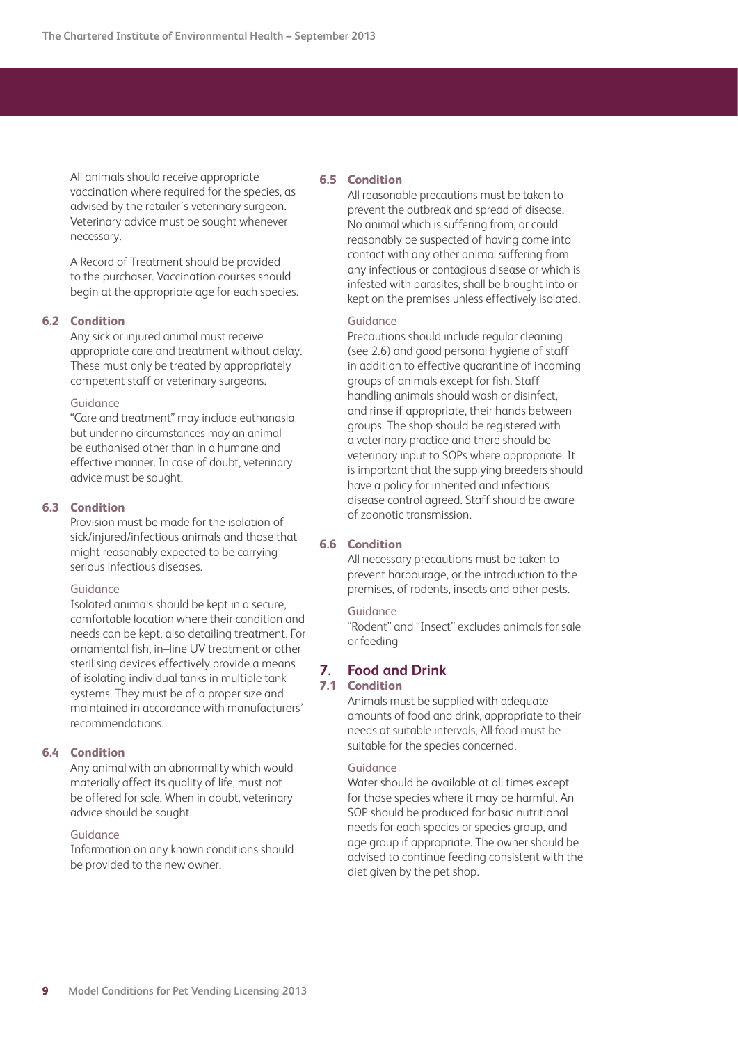All animals should receive appropriate vaccination where required for the species, as advised by the retailer's veterinary surgeon. Veterinary advice must be sought whenever necessary.

A Record of Treatment should be provided to the purchaser. Vaccination courses should begin at the appropriate age for each species.

**6.2 Condition**

Any sick or injured animal must receive appropriate care and treatment without delay. These must only be treated by appropriately competent staff or veterinary surgeons.

Guidance

"Care and treatment" may include euthanasia but under no circumstances may an animal be euthanised other than in a humane and effective manner. In case of doubt, veterinary advice must be sought.

**6.3 Condition**

Provision must be made for the isolation of sick/injured/infectious animals and those that might reasonably expected to be carrying serious infectious diseases.

Guidance

Isolated animals should be kept in a secure, comfortable location where their condition and needs can be kept, also detailing treatment. For ornamental fish, in–line UV treatment or other sterilising devices effectively provide a means of isolating individual tanks in multiple tank systems. They must be of a proper size and maintained in accordance with manufacturers' recommendations.

**6.4 Condition**

Any animal with an abnormality which would materially affect its quality of life, must not be offered for sale. When in doubt, veterinary advice should be sought.

Guidance

Information on any known conditions should be provided to the new owner.

**6.5 Condition**

All reasonable precautions must be taken to prevent the outbreak and spread of disease. No animal which is suffering from, or could reasonably be suspected of having come into contact with any other animal suffering from any infectious or contagious disease or which is infested with parasites, shall be brought into or kept on the premises unless effectively isolated.

Guidance

Precautions should include regular cleaning (see 2.6) and good personal hygiene of staff in addition to effective quarantine of incoming groups of animals except for fish. Staff handling animals should wash or disinfect, and rinse if appropriate, their hands between groups. The shop should be registered with a veterinary practice and there should be veterinary input to SOPs where appropriate. It is important that the supplying breeders should have a policy for inherited and infectious disease control agreed. Staff should be aware of zoonotic transmission.

**6.6 Condition**

All necessary precautions must be taken to prevent harbourage, or the introduction to the premises, of rodents, insects and other pests.

Guidance

"Rodent" and "Insect" excludes animals for sale or feeding

## 7. Food and Drink

**7.1 Condition**

Animals must be supplied with adequate amounts of food and drink, appropriate to their needs at suitable intervals, All food must be suitable for the species concerned.

Guidance

Water should be available at all times except for those species where it may be harmful. An SOP should be produced for basic nutritional needs for each species or species group, and age group if appropriate. The owner should be advised to continue feeding consistent with the diet given by the pet shop.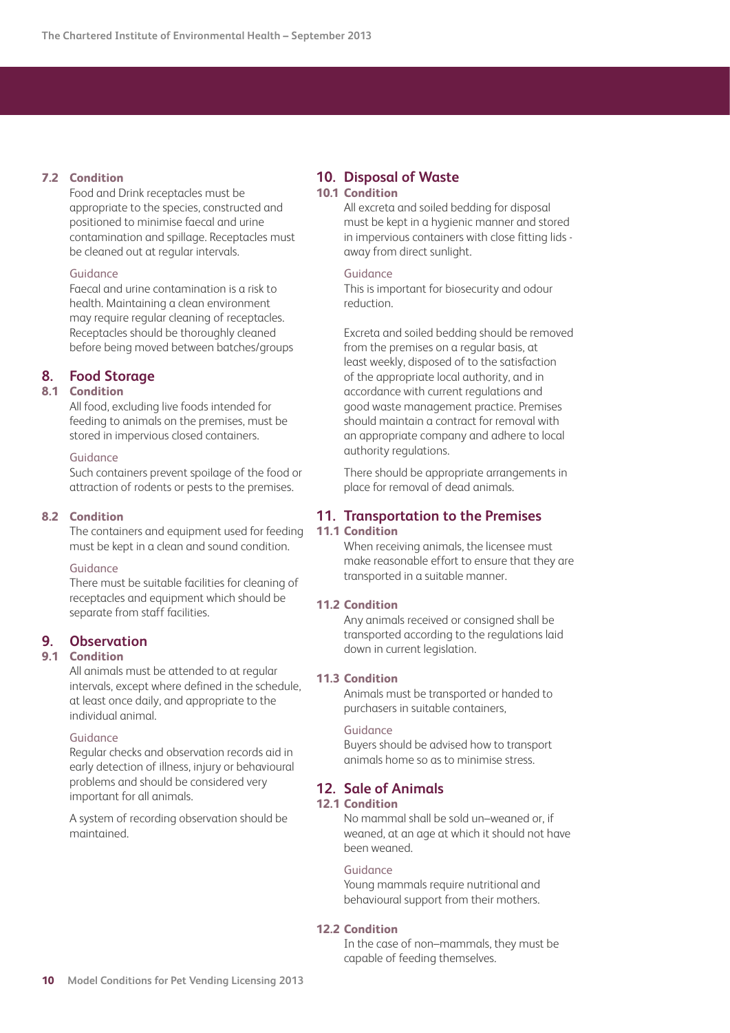**7.2 Condition**

Food and Drink receptacles must be appropriate to the species, constructed and positioned to minimise faecal and urine contamination and spillage. Receptacles must be cleaned out at regular intervals.

Guidance

Faecal and urine contamination is a risk to health. Maintaining a clean environment may require regular cleaning of receptacles. Receptacles should be thoroughly cleaned before being moved between batches/groups

## 8. Food Storage

**8.1 Condition**

All food, excluding live foods intended for feeding to animals on the premises, must be stored in impervious closed containers.

Guidance

Such containers prevent spoilage of the food or attraction of rodents or pests to the premises.

**8.2 Condition**

The containers and equipment used for feeding must be kept in a clean and sound condition.

Guidance

There must be suitable facilities for cleaning of receptacles and equipment which should be separate from staff facilities.

## 9. Observation

**9.1 Condition**

All animals must be attended to at regular intervals, except where defined in the schedule, at least once daily, and appropriate to the individual animal.

Guidance

Regular checks and observation records aid in early detection of illness, injury or behavioural problems and should be considered very important for all animals.

A system of recording observation should be maintained.

## 10. Disposal of Waste

**10.1 Condition**

All excreta and soiled bedding for disposal must be kept in a hygienic manner and stored in impervious containers with close fitting lids - away from direct sunlight.

Guidance

This is important for biosecurity and odour reduction.

Excreta and soiled bedding should be removed from the premises on a regular basis, at least weekly, disposed of to the satisfaction of the appropriate local authority, and in accordance with current regulations and good waste management practice. Premises should maintain a contract for removal with an appropriate company and adhere to local authority regulations.

There should be appropriate arrangements in place for removal of dead animals.

## 11. Transportation to the Premises

**11.1 Condition**

When receiving animals, the licensee must make reasonable effort to ensure that they are transported in a suitable manner.

**11.2 Condition**

Any animals received or consigned shall be transported according to the regulations laid down in current legislation.

**11.3 Condition**

Animals must be transported or handed to purchasers in suitable containers,

Guidance

Buyers should be advised how to transport animals home so as to minimise stress.

## 12. Sale of Animals

**12.1 Condition**

No mammal shall be sold un–weaned or, if weaned, at an age at which it should not have been weaned.

Guidance

Young mammals require nutritional and behavioural support from their mothers.

**12.2 Condition**

In the case of non–mammals, they must be capable of feeding themselves.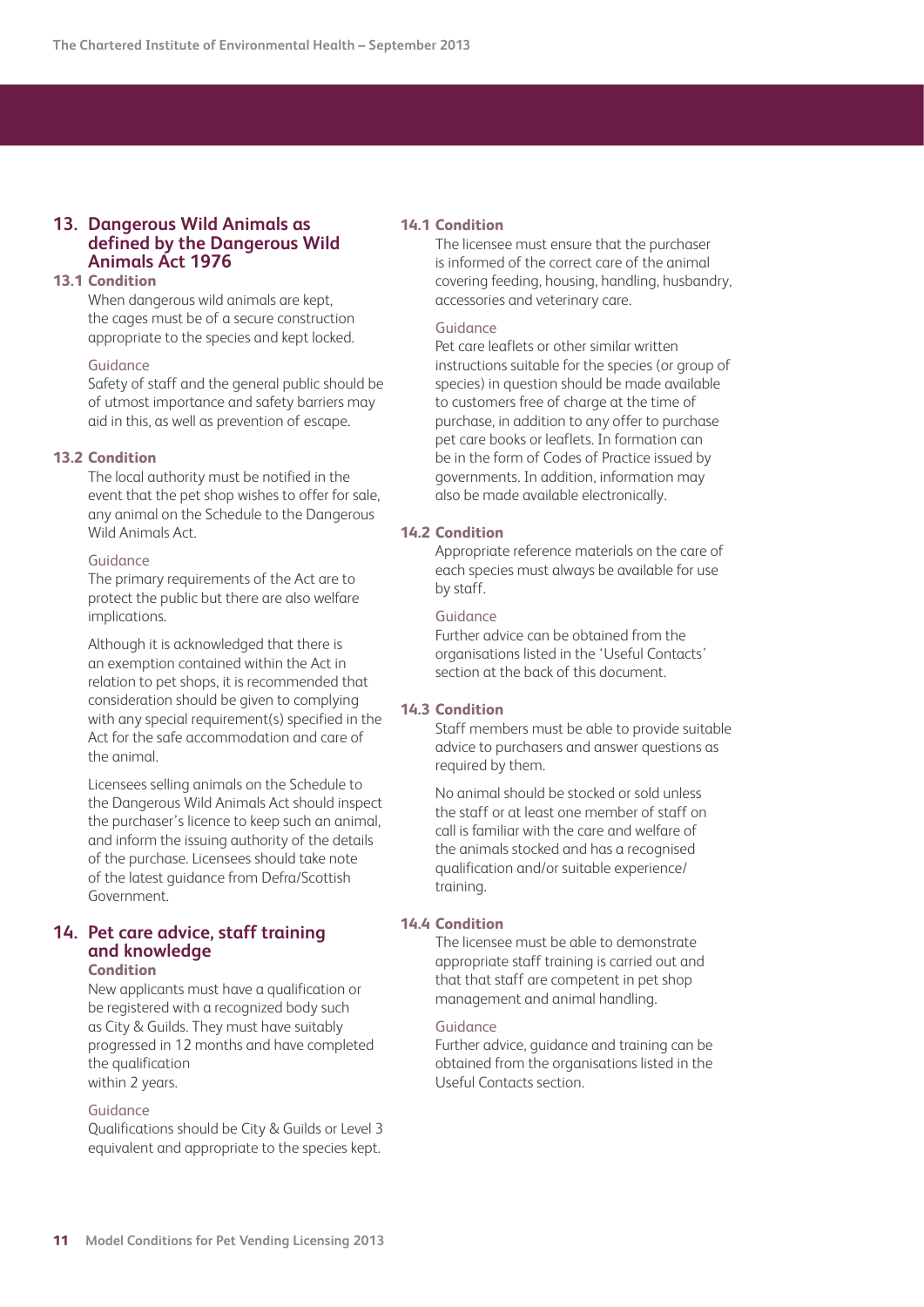## 13. Dangerous Wild Animals as defined by the Dangerous Wild Animals Act 1976

### 13.1 Condition

When dangerous wild animals are kept, the cages must be of a secure construction appropriate to the species and kept locked.

Guidance

Safety of staff and the general public should be of utmost importance and safety barriers may aid in this, as well as prevention of escape.

### 13.2 Condition

The local authority must be notified in the event that the pet shop wishes to offer for sale, any animal on the Schedule to the Dangerous Wild Animals Act.

Guidance

The primary requirements of the Act are to protect the public but there are also welfare implications.

Although it is acknowledged that there is an exemption contained within the Act in relation to pet shops, it is recommended that consideration should be given to complying with any special requirement(s) specified in the Act for the safe accommodation and care of the animal.

Licensees selling animals on the Schedule to the Dangerous Wild Animals Act should inspect the purchaser's licence to keep such an animal, and inform the issuing authority of the details of the purchase. Licensees should take note of the latest guidance from Defra/Scottish Government.

## 14. Pet care advice, staff training and knowledge

### Condition

New applicants must have a qualification or be registered with a recognized body such as City & Guilds. They must have suitably progressed in 12 months and have completed the qualification within 2 years.

Guidance

Qualifications should be City & Guilds or Level 3 equivalent and appropriate to the species kept.

### 14.1 Condition

The licensee must ensure that the purchaser is informed of the correct care of the animal covering feeding, housing, handling, husbandry, accessories and veterinary care.

Guidance

Pet care leaflets or other similar written instructions suitable for the species (or group of species) in question should be made available to customers free of charge at the time of purchase, in addition to any offer to purchase pet care books or leaflets. In formation can be in the form of Codes of Practice issued by governments. In addition, information may also be made available electronically.

### 14.2 Condition

Appropriate reference materials on the care of each species must always be available for use by staff.

Guidance

Further advice can be obtained from the organisations listed in the 'Useful Contacts' section at the back of this document.

### 14.3 Condition

Staff members must be able to provide suitable advice to purchasers and answer questions as required by them.

No animal should be stocked or sold unless the staff or at least one member of staff on call is familiar with the care and welfare of the animals stocked and has a recognised qualification and/or suitable experience/ training.

### 14.4 Condition

The licensee must be able to demonstrate appropriate staff training is carried out and that that staff are competent in pet shop management and animal handling.

Guidance

Further advice, guidance and training can be obtained from the organisations listed in the Useful Contacts section.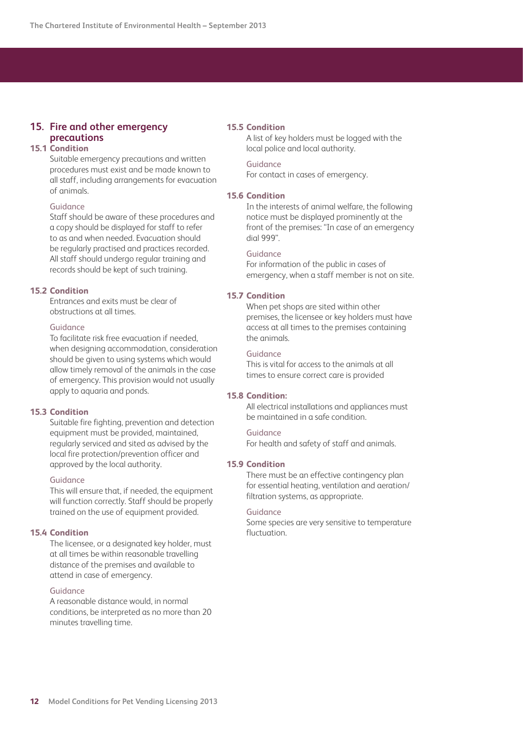## 15. Fire and other emergency precautions

### 15.1 Condition

Suitable emergency precautions and written procedures must exist and be made known to all staff, including arrangements for evacuation of animals.

Guidance

Staff should be aware of these procedures and a copy should be displayed for staff to refer to as and when needed. Evacuation should be regularly practised and practices recorded. All staff should undergo regular training and records should be kept of such training.

### 15.2 Condition

Entrances and exits must be clear of obstructions at all times.

Guidance

To facilitate risk free evacuation if needed, when designing accommodation, consideration should be given to using systems which would allow timely removal of the animals in the case of emergency. This provision would not usually apply to aquaria and ponds.

### 15.3 Condition

Suitable fire fighting, prevention and detection equipment must be provided, maintained, regularly serviced and sited as advised by the local fire protection/prevention officer and approved by the local authority.

Guidance

This will ensure that, if needed, the equipment will function correctly. Staff should be properly trained on the use of equipment provided.

### 15.4 Condition

The licensee, or a designated key holder, must at all times be within reasonable travelling distance of the premises and available to attend in case of emergency.

Guidance

A reasonable distance would, in normal conditions, be interpreted as no more than 20 minutes travelling time.

### 15.5 Condition

A list of key holders must be logged with the local police and local authority.

Guidance

For contact in cases of emergency.

### 15.6 Condition

In the interests of animal welfare, the following notice must be displayed prominently at the front of the premises: "In case of an emergency dial 999".

Guidance

For information of the public in cases of emergency, when a staff member is not on site.

### 15.7 Condition

When pet shops are sited within other premises, the licensee or key holders must have access at all times to the premises containing the animals.

Guidance

This is vital for access to the animals at all times to ensure correct care is provided

### 15.8 Condition:

All electrical installations and appliances must be maintained in a safe condition.

Guidance

For health and safety of staff and animals.

### 15.9 Condition

There must be an effective contingency plan for essential heating, ventilation and aeration/filtration systems, as appropriate.

Guidance

Some species are very sensitive to temperature fluctuation.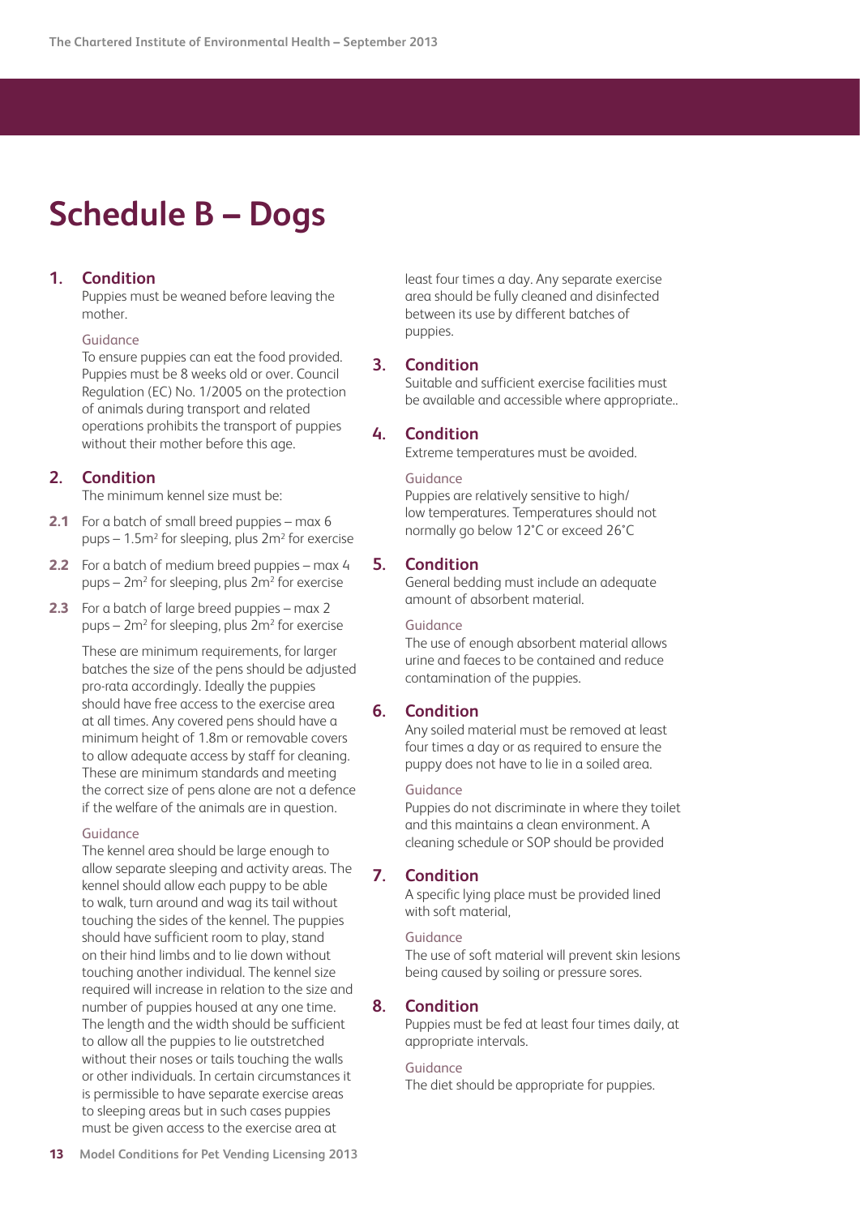# Schedule B – Dogs

**1. Condition**

Puppies must be weaned before leaving the mother.

Guidance

To ensure puppies can eat the food provided. Puppies must be 8 weeks old or over. Council Regulation (EC) No. 1/2005 on the protection of animals during transport and related operations prohibits the transport of puppies without their mother before this age.

**2. Condition**

The minimum kennel size must be:

**2.1** For a batch of small breed puppies – max 6 pups – 1.5m² for sleeping, plus 2m² for exercise

**2.2** For a batch of medium breed puppies – max 4 pups – 2m² for sleeping, plus 2m² for exercise

**2.3** For a batch of large breed puppies – max 2 pups – 2m² for sleeping, plus 2m² for exercise

These are minimum requirements, for larger batches the size of the pens should be adjusted pro-rata accordingly. Ideally the puppies should have free access to the exercise area at all times. Any covered pens should have a minimum height of 1.8m or removable covers to allow adequate access by staff for cleaning. These are minimum standards and meeting the correct size of pens alone are not a defence if the welfare of the animals are in question.

Guidance

The kennel area should be large enough to allow separate sleeping and activity areas. The kennel should allow each puppy to be able to walk, turn around and wag its tail without touching the sides of the kennel. The puppies should have sufficient room to play, stand on their hind limbs and to lie down without touching another individual. The kennel size required will increase in relation to the size and number of puppies housed at any one time. The length and the width should be sufficient to allow all the puppies to lie outstretched without their noses or tails touching the walls or other individuals. In certain circumstances it is permissible to have separate exercise areas to sleeping areas but in such cases puppies must be given access to the exercise area at least four times a day. Any separate exercise area should be fully cleaned and disinfected between its use by different batches of puppies.

**3. Condition**

Suitable and sufficient exercise facilities must be available and accessible where appropriate..

**4. Condition**

Extreme temperatures must be avoided.

Guidance

Puppies are relatively sensitive to high/low temperatures. Temperatures should not normally go below 12˚C or exceed 26˚C

**5. Condition**

General bedding must include an adequate amount of absorbent material.

Guidance

The use of enough absorbent material allows urine and faeces to be contained and reduce contamination of the puppies.

**6. Condition**

Any soiled material must be removed at least four times a day or as required to ensure the puppy does not have to lie in a soiled area.

Guidance

Puppies do not discriminate in where they toilet and this maintains a clean environment. A cleaning schedule or SOP should be provided

**7. Condition**

A specific lying place must be provided lined with soft material,

Guidance

The use of soft material will prevent skin lesions being caused by soiling or pressure sores.

**8. Condition**

Puppies must be fed at least four times daily, at appropriate intervals.

Guidance

The diet should be appropriate for puppies.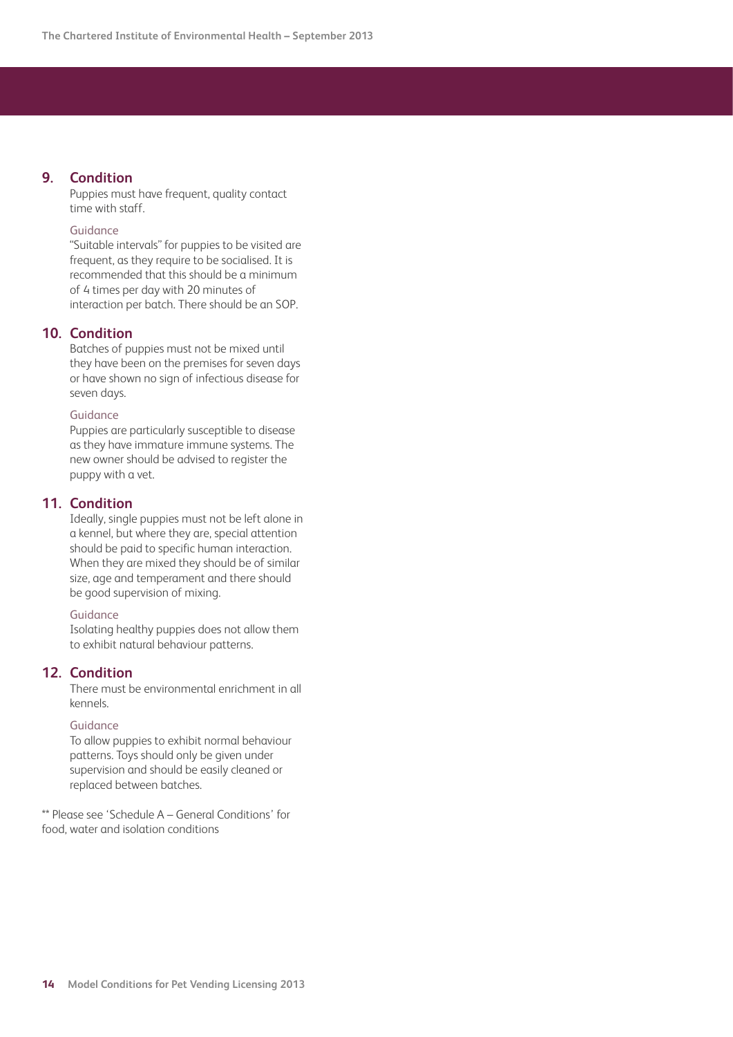### 9. Condition

Puppies must have frequent, quality contact time with staff.

Guidance

"Suitable intervals" for puppies to be visited are frequent, as they require to be socialised. It is recommended that this should be a minimum of 4 times per day with 20 minutes of interaction per batch. There should be an SOP.

### 10. Condition

Batches of puppies must not be mixed until they have been on the premises for seven days or have shown no sign of infectious disease for seven days.

Guidance

Puppies are particularly susceptible to disease as they have immature immune systems. The new owner should be advised to register the puppy with a vet.

### 11. Condition

Ideally, single puppies must not be left alone in a kennel, but where they are, special attention should be paid to specific human interaction. When they are mixed they should be of similar size, age and temperament and there should be good supervision of mixing.

Guidance

Isolating healthy puppies does not allow them to exhibit natural behaviour patterns.

### 12. Condition

There must be environmental enrichment in all kennels.

Guidance

To allow puppies to exhibit normal behaviour patterns. Toys should only be given under supervision and should be easily cleaned or replaced between batches.

** Please see 'Schedule A – General Conditions' for food, water and isolation conditions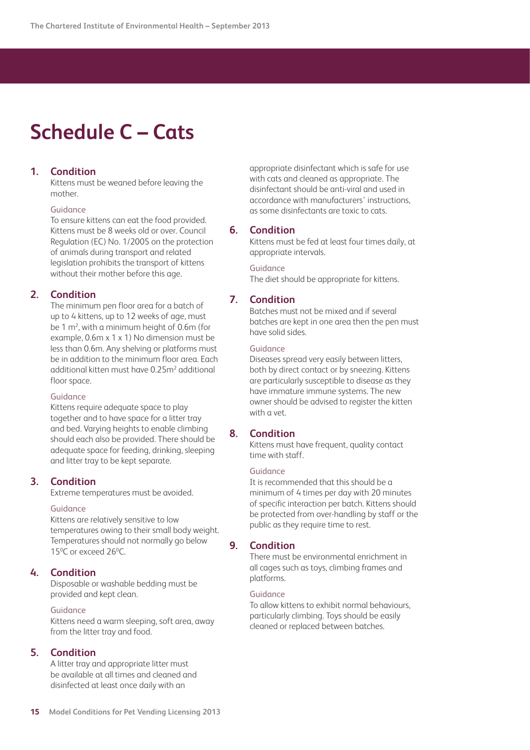# Schedule C – Cats

**1. Condition**

Kittens must be weaned before leaving the mother.

Guidance

To ensure kittens can eat the food provided. Kittens must be 8 weeks old or over. Council Regulation (EC) No. 1/2005 on the protection of animals during transport and related legislation prohibits the transport of kittens without their mother before this age.

**2. Condition**

The minimum pen floor area for a batch of up to 4 kittens, up to 12 weeks of age, must be 1 $m^2$, with a minimum height of 0.6m (for example, 0.6m x 1 x 1) No dimension must be less than 0.6m. Any shelving or platforms must be in addition to the minimum floor area. Each additional kitten must have 0.25$m^2$ additional floor space.

Guidance

Kittens require adequate space to play together and to have space for a litter tray and bed. Varying heights to enable climbing should each also be provided. There should be adequate space for feeding, drinking, sleeping and litter tray to be kept separate.

**3. Condition**

Extreme temperatures must be avoided.

Guidance

Kittens are relatively sensitive to low temperatures owing to their small body weight. Temperatures should not normally go below 15$^0$C or exceed 26$^0$C.

**4. Condition**

Disposable or washable bedding must be provided and kept clean.

Guidance

Kittens need a warm sleeping, soft area, away from the litter tray and food.

**5. Condition**

A litter tray and appropriate litter must be available at all times and cleaned and disinfected at least once daily with an appropriate disinfectant which is safe for use with cats and cleaned as appropriate. The disinfectant should be anti-viral and used in accordance with manufacturers' instructions, as some disinfectants are toxic to cats.

**6. Condition**

Kittens must be fed at least four times daily, at appropriate intervals.

Guidance

The diet should be appropriate for kittens.

**7. Condition**

Batches must not be mixed and if several batches are kept in one area then the pen must have solid sides.

Guidance

Diseases spread very easily between litters, both by direct contact or by sneezing. Kittens are particularly susceptible to disease as they have immature immune systems. The new owner should be advised to register the kitten with a vet.

**8. Condition**

Kittens must have frequent, quality contact time with staff.

Guidance

It is recommended that this should be a minimum of 4 times per day with 20 minutes of specific interaction per batch. Kittens should be protected from over-handling by staff or the public as they require time to rest.

**9. Condition**

There must be environmental enrichment in all cages such as toys, climbing frames and platforms.

Guidance

To allow kittens to exhibit normal behaviours, particularly climbing. Toys should be easily cleaned or replaced between batches.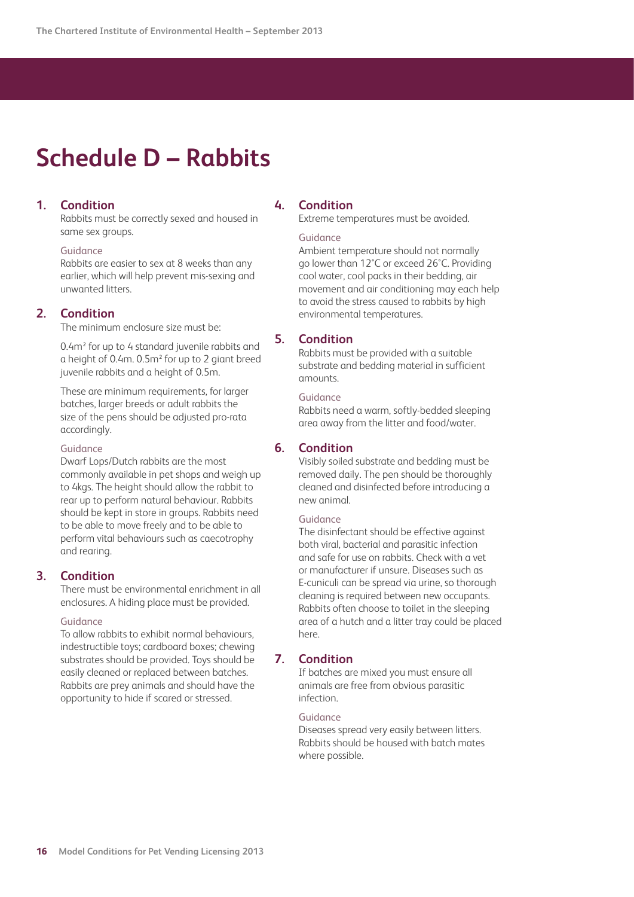# Schedule D – Rabbits

**1. Condition**

Rabbits must be correctly sexed and housed in same sex groups.

Guidance

Rabbits are easier to sex at 8 weeks than any earlier, which will help prevent mis-sexing and unwanted litters.

**2. Condition**

The minimum enclosure size must be:

0.4m² for up to 4 standard juvenile rabbits and a height of 0.4m. 0.5m² for up to 2 giant breed juvenile rabbits and a height of 0.5m.

These are minimum requirements, for larger batches, larger breeds or adult rabbits the size of the pens should be adjusted pro-rata accordingly.

Guidance

Dwarf Lops/Dutch rabbits are the most commonly available in pet shops and weigh up to 4kgs. The height should allow the rabbit to rear up to perform natural behaviour. Rabbits should be kept in store in groups. Rabbits need to be able to move freely and to be able to perform vital behaviours such as caecotrophy and rearing.

**3. Condition**

There must be environmental enrichment in all enclosures. A hiding place must be provided.

Guidance

To allow rabbits to exhibit normal behaviours, indestructible toys; cardboard boxes; chewing substrates should be provided. Toys should be easily cleaned or replaced between batches. Rabbits are prey animals and should have the opportunity to hide if scared or stressed.

**4. Condition**

Extreme temperatures must be avoided.

Guidance

Ambient temperature should not normally go lower than 12˚C or exceed 26˚C. Providing cool water, cool packs in their bedding, air movement and air conditioning may each help to avoid the stress caused to rabbits by high environmental temperatures.

**5. Condition**

Rabbits must be provided with a suitable substrate and bedding material in sufficient amounts.

Guidance

Rabbits need a warm, softly-bedded sleeping area away from the litter and food/water.

**6. Condition**

Visibly soiled substrate and bedding must be removed daily. The pen should be thoroughly cleaned and disinfected before introducing a new animal.

Guidance

The disinfectant should be effective against both viral, bacterial and parasitic infection and safe for use on rabbits. Check with a vet or manufacturer if unsure. Diseases such as E-cuniculi can be spread via urine, so thorough cleaning is required between new occupants. Rabbits often choose to toilet in the sleeping area of a hutch and a litter tray could be placed here.

**7. Condition**

If batches are mixed you must ensure all animals are free from obvious parasitic infection.

Guidance

Diseases spread very easily between litters. Rabbits should be housed with batch mates where possible.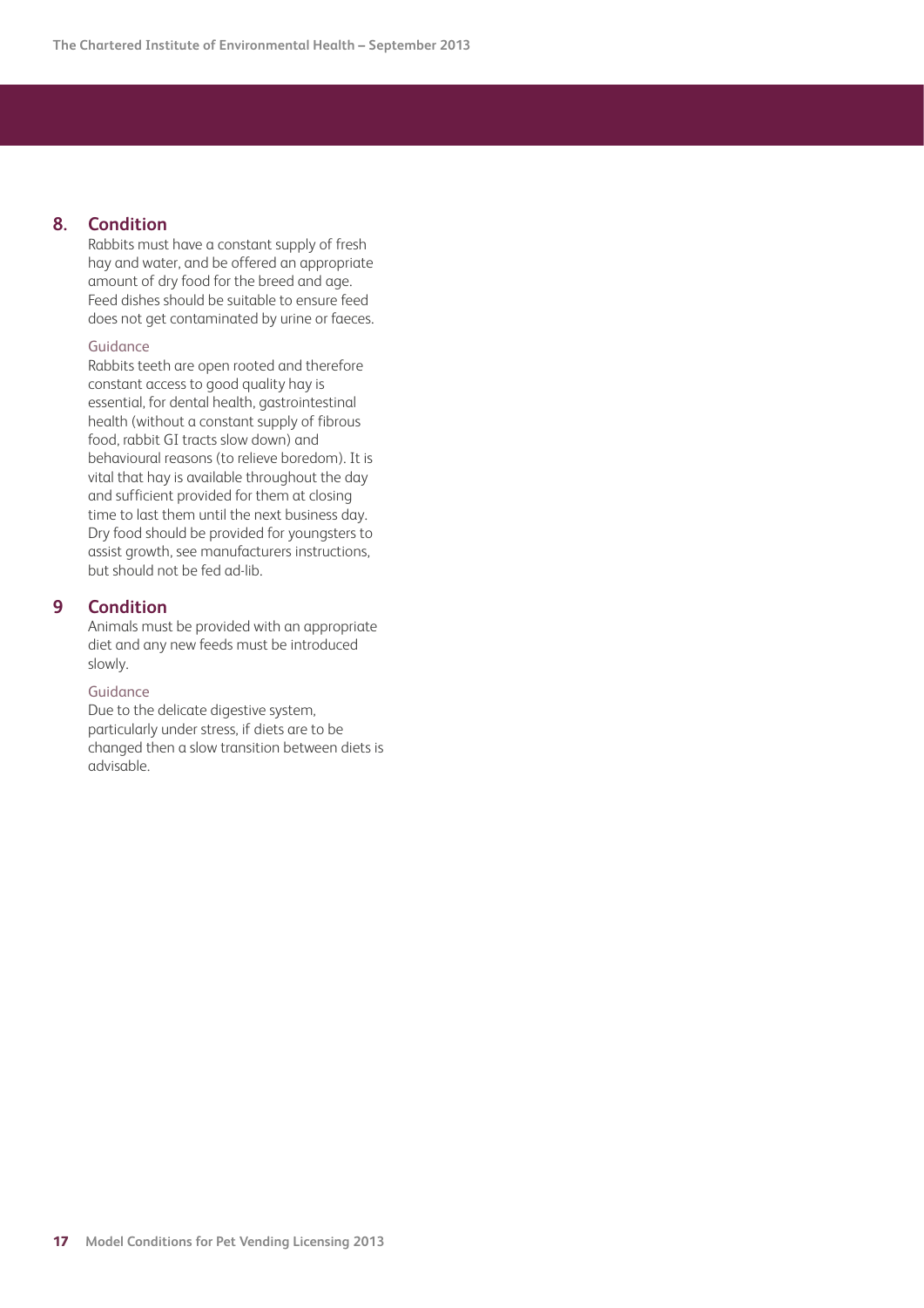## 8. Condition

Rabbits must have a constant supply of fresh hay and water, and be offered an appropriate amount of dry food for the breed and age. Feed dishes should be suitable to ensure feed does not get contaminated by urine or faeces.

Guidance

Rabbits teeth are open rooted and therefore constant access to good quality hay is essential, for dental health, gastrointestinal health (without a constant supply of fibrous food, rabbit GI tracts slow down) and behavioural reasons (to relieve boredom). It is vital that hay is available throughout the day and sufficient provided for them at closing time to last them until the next business day. Dry food should be provided for youngsters to assist growth, see manufacturers instructions, but should not be fed ad-lib.

## 9 Condition

Animals must be provided with an appropriate diet and any new feeds must be introduced slowly.

Guidance

Due to the delicate digestive system, particularly under stress, if diets are to be changed then a slow transition between diets is advisable.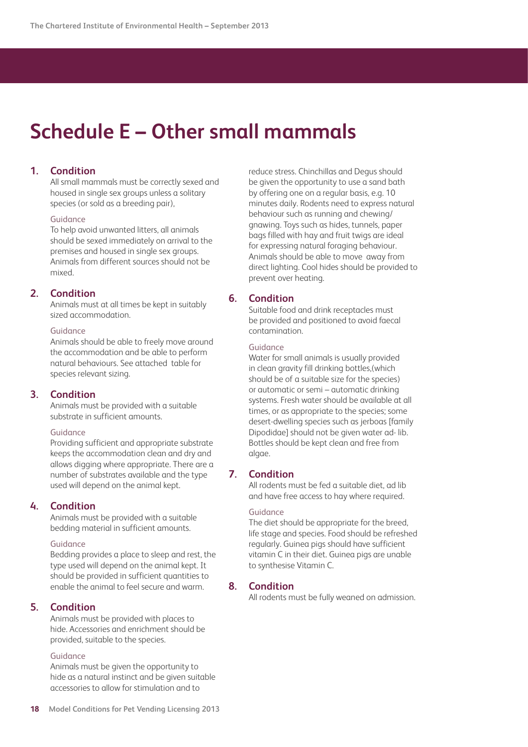# Schedule E – Other small mammals

**1. Condition**

All small mammals must be correctly sexed and housed in single sex groups unless a solitary species (or sold as a breeding pair),

Guidance

To help avoid unwanted litters, all animals should be sexed immediately on arrival to the premises and housed in single sex groups. Animals from different sources should not be mixed.

**2. Condition**

Animals must at all times be kept in suitably sized accommodation.

Guidance

Animals should be able to freely move around the accommodation and be able to perform natural behaviours. See attached table for species relevant sizing.

**3. Condition**

Animals must be provided with a suitable substrate in sufficient amounts.

Guidance

Providing sufficient and appropriate substrate keeps the accommodation clean and dry and allows digging where appropriate. There are a number of substrates available and the type used will depend on the animal kept.

**4. Condition**

Animals must be provided with a suitable bedding material in sufficient amounts.

Guidance

Bedding provides a place to sleep and rest, the type used will depend on the animal kept. It should be provided in sufficient quantities to enable the animal to feel secure and warm.

**5. Condition**

Animals must be provided with places to hide. Accessories and enrichment should be provided, suitable to the species.

Guidance

Animals must be given the opportunity to hide as a natural instinct and be given suitable accessories to allow for stimulation and to reduce stress. Chinchillas and Degus should be given the opportunity to use a sand bath by offering one on a regular basis, e.g. 10 minutes daily. Rodents need to express natural behaviour such as running and chewing/gnawing. Toys such as hides, tunnels, paper bags filled with hay and fruit twigs are ideal for expressing natural foraging behaviour. Animals should be able to move away from direct lighting. Cool hides should be provided to prevent over heating.

**6. Condition**

Suitable food and drink receptacles must be provided and positioned to avoid faecal contamination.

Guidance

Water for small animals is usually provided in clean gravity fill drinking bottles,(which should be of a suitable size for the species) or automatic or semi – automatic drinking systems. Fresh water should be available at all times, or as appropriate to the species; some desert-dwelling species such as jerboas [family Dipodidae] should not be given water ad- lib. Bottles should be kept clean and free from algae.

**7. Condition**

All rodents must be fed a suitable diet, ad lib and have free access to hay where required.

Guidance

The diet should be appropriate for the breed, life stage and species. Food should be refreshed regularly. Guinea pigs should have sufficient vitamin C in their diet. Guinea pigs are unable to synthesise Vitamin C.

**8. Condition**

All rodents must be fully weaned on admission.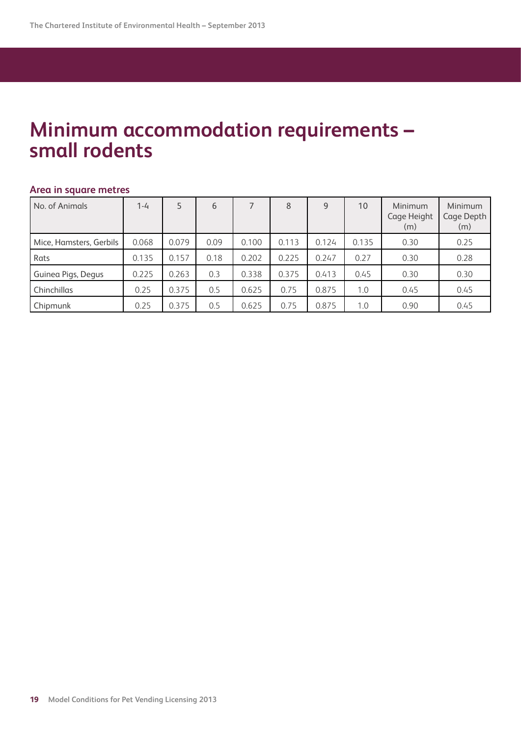# Minimum accommodation requirements – small rodents

### Area in square metres

| No. of Animals | 1-4 | 5 | 6 | 7 | 8 | 9 | 10 | Minimum Cage Height (m) | Minimum Cage Depth (m) |
|---|---|---|---|---|---|---|---|---|---|
| Mice, Hamsters, Gerbils | 0.068 | 0.079 | 0.09 | 0.100 | 0.113 | 0.124 | 0.135 | 0.30 | 0.25 |
| Rats | 0.135 | 0.157 | 0.18 | 0.202 | 0.225 | 0.247 | 0.27 | 0.30 | 0.28 |
| Guinea Pigs, Degus | 0.225 | 0.263 | 0.3 | 0.338 | 0.375 | 0.413 | 0.45 | 0.30 | 0.30 |
| Chinchillas | 0.25 | 0.375 | 0.5 | 0.625 | 0.75 | 0.875 | 1.0 | 0.45 | 0.45 |
| Chipmunk | 0.25 | 0.375 | 0.5 | 0.625 | 0.75 | 0.875 | 1.0 | 0.90 | 0.45 |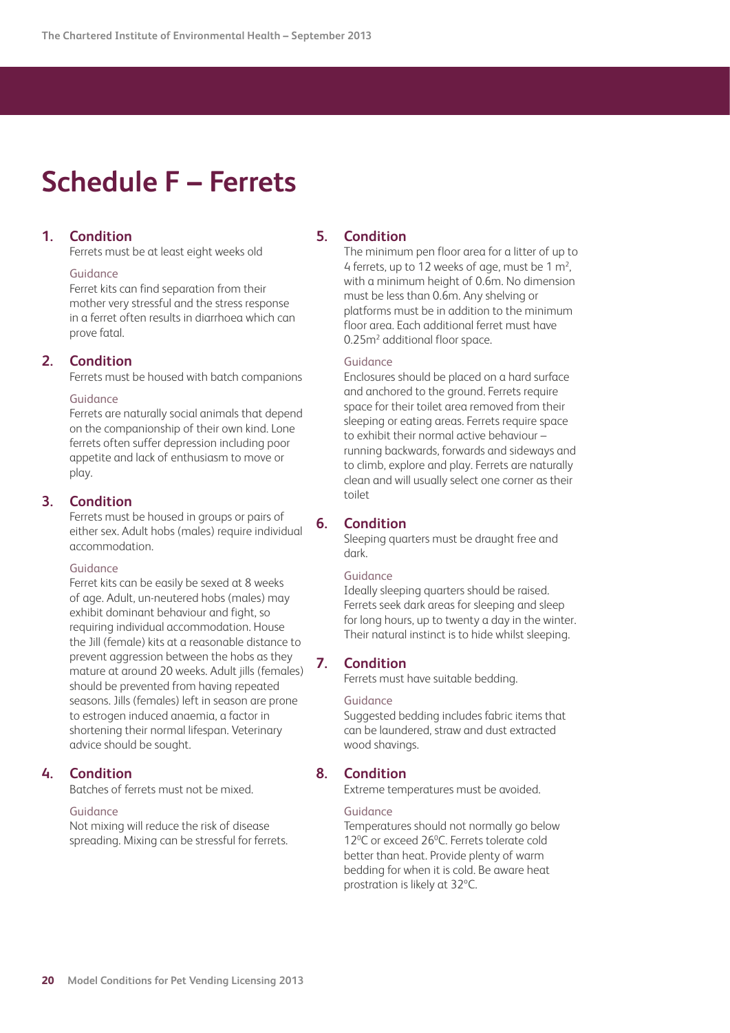# Schedule F – Ferrets

**1. Condition**

Ferrets must be at least eight weeks old

Guidance

Ferret kits can find separation from their mother very stressful and the stress response in a ferret often results in diarrhoea which can prove fatal.

**2. Condition**

Ferrets must be housed with batch companions

Guidance

Ferrets are naturally social animals that depend on the companionship of their own kind. Lone ferrets often suffer depression including poor appetite and lack of enthusiasm to move or play.

**3. Condition**

Ferrets must be housed in groups or pairs of either sex. Adult hobs (males) require individual accommodation.

Guidance

Ferret kits can be easily be sexed at 8 weeks of age. Adult, un-neutered hobs (males) may exhibit dominant behaviour and fight, so requiring individual accommodation. House the Jill (female) kits at a reasonable distance to prevent aggression between the hobs as they mature at around 20 weeks. Adult jills (females) should be prevented from having repeated seasons. Jills (females) left in season are prone to estrogen induced anaemia, a factor in shortening their normal lifespan. Veterinary advice should be sought.

**4. Condition**

Batches of ferrets must not be mixed.

Guidance

Not mixing will reduce the risk of disease spreading. Mixing can be stressful for ferrets.

**5. Condition**

The minimum pen floor area for a litter of up to 4 ferrets, up to 12 weeks of age, must be 1 $m^2$, with a minimum height of 0.6m. No dimension must be less than 0.6m. Any shelving or platforms must be in addition to the minimum floor area. Each additional ferret must have 0.25$m^2$ additional floor space.

Guidance

Enclosures should be placed on a hard surface and anchored to the ground. Ferrets require space for their toilet area removed from their sleeping or eating areas. Ferrets require space to exhibit their normal active behaviour – running backwards, forwards and sideways and to climb, explore and play. Ferrets are naturally clean and will usually select one corner as their toilet

**6. Condition**

Sleeping quarters must be draught free and dark.

Guidance

Ideally sleeping quarters should be raised. Ferrets seek dark areas for sleeping and sleep for long hours, up to twenty a day in the winter. Their natural instinct is to hide whilst sleeping.

**7. Condition**

Ferrets must have suitable bedding.

Guidance

Suggested bedding includes fabric items that can be laundered, straw and dust extracted wood shavings.

**8. Condition**

Extreme temperatures must be avoided.

Guidance

Temperatures should not normally go below 12$^{0}$C or exceed 26$^{0}$C. Ferrets tolerate cold better than heat. Provide plenty of warm bedding for when it is cold. Be aware heat prostration is likely at 32$^{o}$C.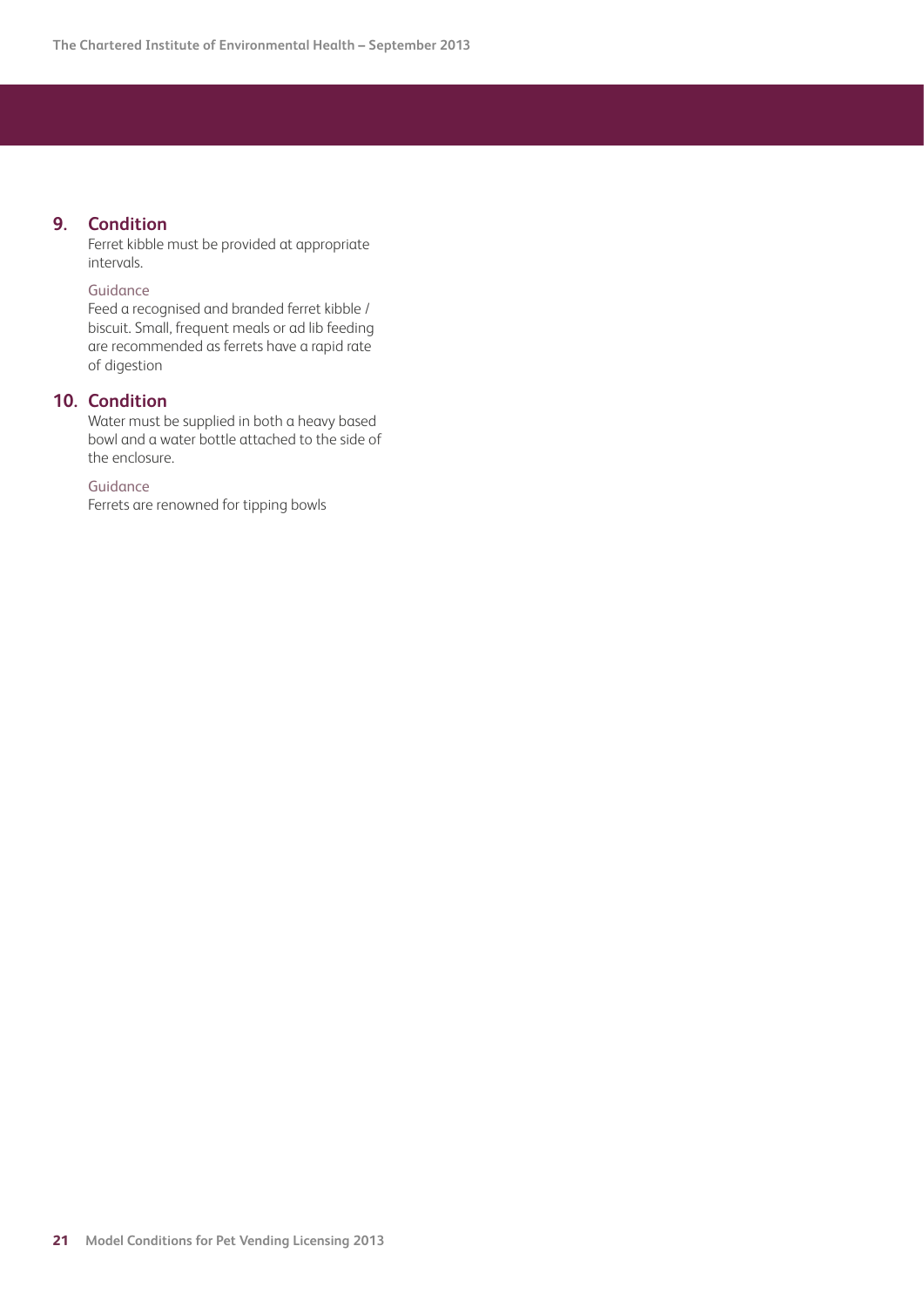**9. Condition**

Ferret kibble must be provided at appropriate intervals.

Guidance

Feed a recognised and branded ferret kibble / biscuit. Small, frequent meals or ad lib feeding are recommended as ferrets have a rapid rate of digestion

**10. Condition**

Water must be supplied in both a heavy based bowl and a water bottle attached to the side of the enclosure.

Guidance

Ferrets are renowned for tipping bowls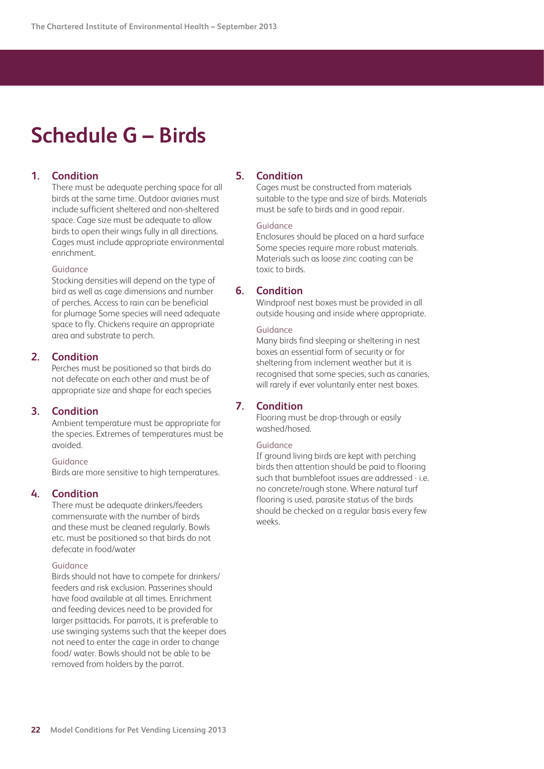# Schedule G – Birds

## 1. Condition

There must be adequate perching space for all birds at the same time. Outdoor aviaries must include sufficient sheltered and non-sheltered space. Cage size must be adequate to allow birds to open their wings fully in all directions. Cages must include appropriate environmental enrichment.

Guidance

Stocking densities will depend on the type of bird as well as cage dimensions and number of perches. Access to rain can be beneficial for plumage Some species will need adequate space to fly. Chickens require an appropriate area and substrate to perch.

## 2. Condition

Perches must be positioned so that birds do not defecate on each other and must be of appropriate size and shape for each species

## 3. Condition

Ambient temperature must be appropriate for the species. Extremes of temperatures must be avoided.

Guidance

Birds are more sensitive to high temperatures.

## 4. Condition

There must be adequate drinkers/feeders commensurate with the number of birds and these must be cleaned regularly. Bowls etc. must be positioned so that birds do not defecate in food/water

Guidance

Birds should not have to compete for drinkers/ feeders and risk exclusion. Passerines should have food available at all times. Enrichment and feeding devices need to be provided for larger psittacids. For parrots, it is preferable to use swinging systems such that the keeper does not need to enter the cage in order to change food/ water. Bowls should not be able to be removed from holders by the parrot.

## 5. Condition

Cages must be constructed from materials suitable to the type and size of birds. Materials must be safe to birds and in good repair.

Guidance

Enclosures should be placed on a hard surface Some species require more robust materials. Materials such as loose zinc coating can be toxic to birds.

## 6. Condition

Windproof nest boxes must be provided in all outside housing and inside where appropriate.

Guidance

Many birds find sleeping or sheltering in nest boxes an essential form of security or for sheltering from inclement weather but it is recognised that some species, such as canaries, will rarely if ever voluntarily enter nest boxes.

## 7. Condition

Flooring must be drop-through or easily washed/hosed.

Guidance

If ground living birds are kept with perching birds then attention should be paid to flooring such that bumblefoot issues are addressed - i.e. no concrete/rough stone. Where natural turf flooring is used, parasite status of the birds should be checked on a regular basis every few weeks.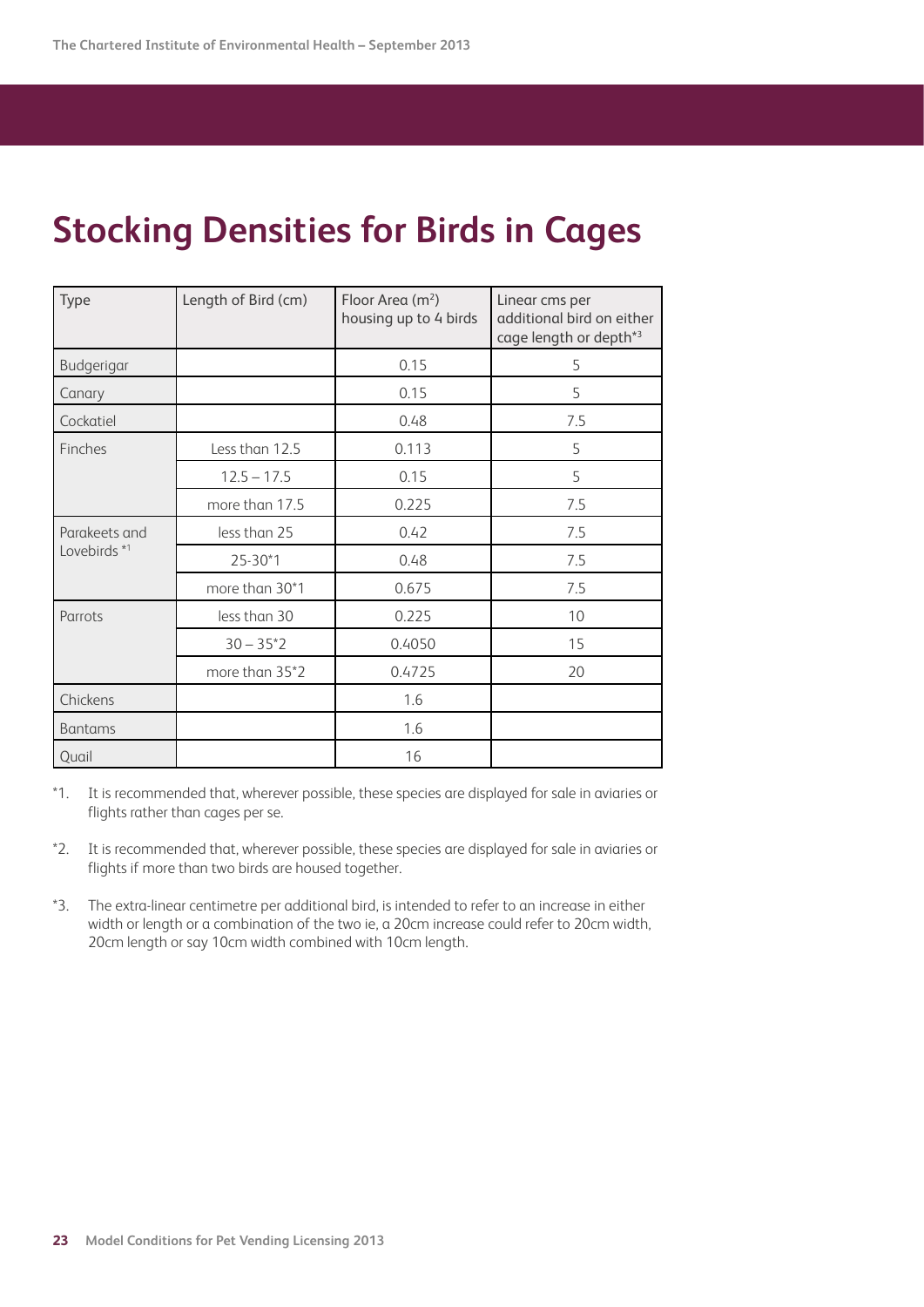# Stocking Densities for Birds in Cages

| Type | Length of Bird (cm) | Floor Area ($m^2$) housing up to 4 birds | Linear cms per additional bird on either cage length or depth*3 |
|---|---|---|---|
| Budgerigar | | 0.15 | 5 |
| Canary | | 0.15 | 5 |
| Cockatiel | | 0.48 | 7.5 |
| Finches | Less than 12.5 | 0.113 | 5 |
| | 12.5 – 17.5 | 0.15 | 5 |
| | more than 17.5 | 0.225 | 7.5 |
| Parakeets and Lovebirds *1 | less than 25 | 0.42 | 7.5 |
| | 25-30*1 | 0.48 | 7.5 |
| | more than 30*1 | 0.675 | 7.5 |
| Parrots | less than 30 | 0.225 | 10 |
| | 30 – 35*2 | 0.4050 | 15 |
| | more than 35*2 | 0.4725 | 20 |
| Chickens | | 1.6 | |
| Bantams | | 1.6 | |
| Quail | | 16 | |

*1. It is recommended that, wherever possible, these species are displayed for sale in aviaries or flights rather than cages per se.

*2. It is recommended that, wherever possible, these species are displayed for sale in aviaries or flights if more than two birds are housed together.

*3. The extra-linear centimetre per additional bird, is intended to refer to an increase in either width or length or a combination of the two ie, a 20cm increase could refer to 20cm width, 20cm length or say 10cm width combined with 10cm length.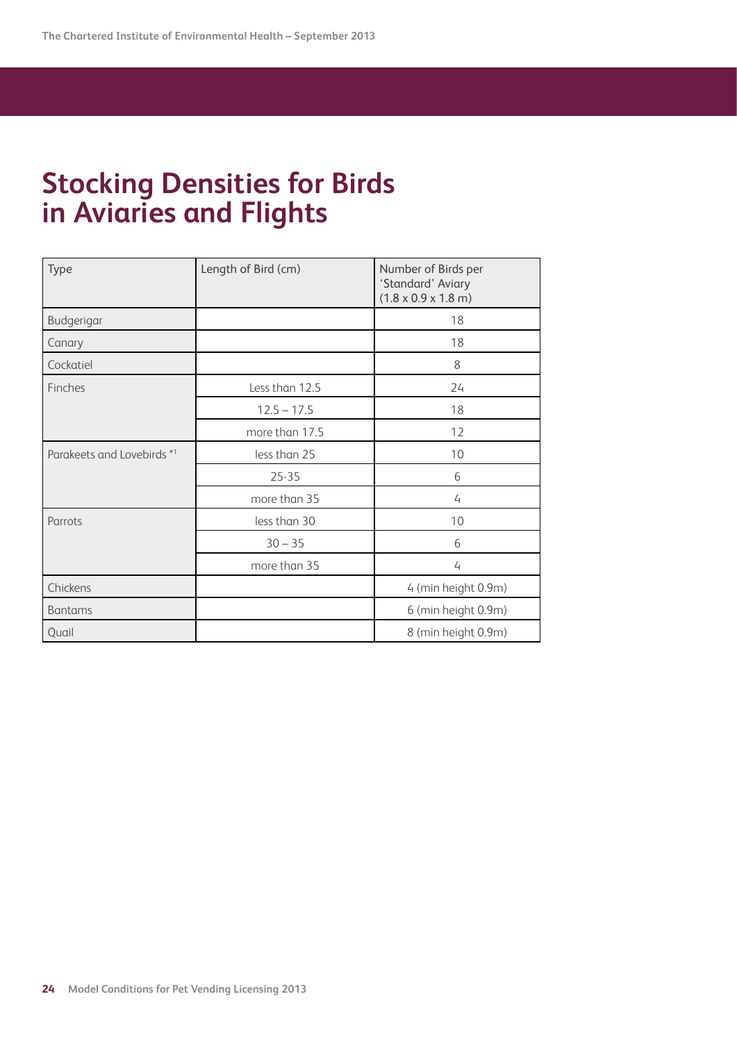# Stocking Densities for Birds in Aviaries and Flights

| Type | Length of Bird (cm) | Number of Birds per 'Standard' Aviary (1.8 x 0.9 x 1.8 m) |
|---|---|---|
| Budgerigar | | 18 |
| Canary | | 18 |
| Cockatiel | | 8 |
| Finches | Less than 12.5 | 24 |
| | 12.5 – 17.5 | 18 |
| | more than 17.5 | 12 |
| Parakeets and Lovebirds *1 | less than 25 | 10 |
| | 25-35 | 6 |
| | more than 35 | 4 |
| Parrots | less than 30 | 10 |
| | 30 – 35 | 6 |
| | more than 35 | 4 |
| Chickens | | 4 (min height 0.9m) |
| Bantams | | 6 (min height 0.9m) |
| Quail | | 8 (min height 0.9m) |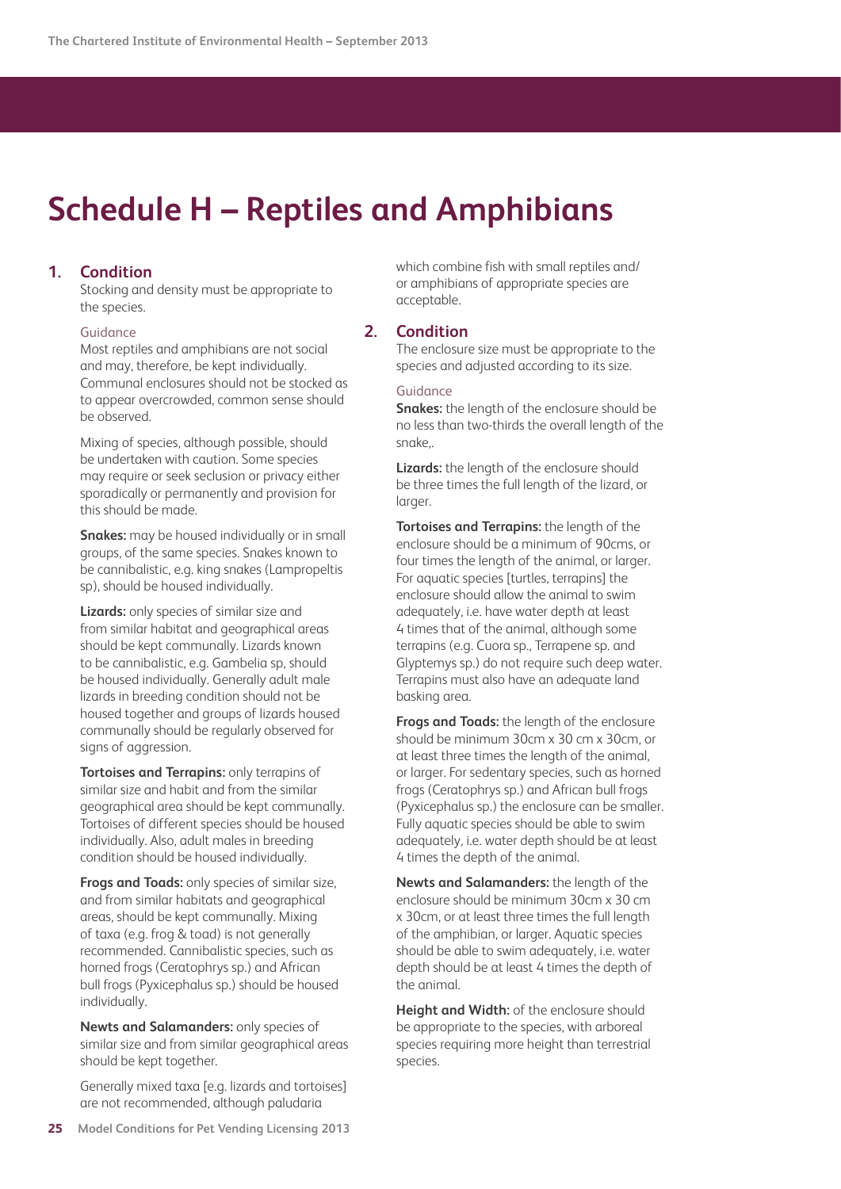# Schedule H – Reptiles and Amphibians

## 1. Condition

Stocking and density must be appropriate to the species.

### Guidance

Most reptiles and amphibians are not social and may, therefore, be kept individually. Communal enclosures should not be stocked as to appear overcrowded, common sense should be observed.

Mixing of species, although possible, should be undertaken with caution. Some species may require or seek seclusion or privacy either sporadically or permanently and provision for this should be made.

**Snakes:** may be housed individually or in small groups, of the same species. Snakes known to be cannibalistic, e.g. king snakes (Lampropeltis sp), should be housed individually.

**Lizards:** only species of similar size and from similar habitat and geographical areas should be kept communally. Lizards known to be cannibalistic, e.g. Gambelia sp, should be housed individually. Generally adult male lizards in breeding condition should not be housed together and groups of lizards housed communally should be regularly observed for signs of aggression.

**Tortoises and Terrapins:** only terrapins of similar size and habit and from the similar geographical area should be kept communally. Tortoises of different species should be housed individually. Also, adult males in breeding condition should be housed individually.

**Frogs and Toads:** only species of similar size, and from similar habitats and geographical areas, should be kept communally. Mixing of taxa (e.g. frog & toad) is not generally recommended. Cannibalistic species, such as horned frogs (Ceratophrys sp.) and African bull frogs (Pyxicephalus sp.) should be housed individually.

**Newts and Salamanders:** only species of similar size and from similar geographical areas should be kept together.

Generally mixed taxa [e.g. lizards and tortoises] are not recommended, although paludaria which combine fish with small reptiles and/or amphibians of appropriate species are acceptable.

## 2. Condition

The enclosure size must be appropriate to the species and adjusted according to its size.

### Guidance

**Snakes:** the length of the enclosure should be no less than two-thirds the overall length of the snake,.

**Lizards:** the length of the enclosure should be three times the full length of the lizard, or larger.

**Tortoises and Terrapins:** the length of the enclosure should be a minimum of 90cms, or four times the length of the animal, or larger. For aquatic species [turtles, terrapins] the enclosure should allow the animal to swim adequately, i.e. have water depth at least 4 times that of the animal, although some terrapins (e.g. Cuora sp., Terrapene sp. and Glyptemys sp.) do not require such deep water. Terrapins must also have an adequate land basking area.

**Frogs and Toads:** the length of the enclosure should be minimum 30cm x 30 cm x 30cm, or at least three times the length of the animal, or larger. For sedentary species, such as horned frogs (Ceratophrys sp.) and African bull frogs (Pyxicephalus sp.) the enclosure can be smaller. Fully aquatic species should be able to swim adequately, i.e. water depth should be at least 4 times the depth of the animal.

**Newts and Salamanders:** the length of the enclosure should be minimum 30cm x 30 cm x 30cm, or at least three times the full length of the amphibian, or larger. Aquatic species should be able to swim adequately, i.e. water depth should be at least 4 times the depth of the animal.

**Height and Width:** of the enclosure should be appropriate to the species, with arboreal species requiring more height than terrestrial species.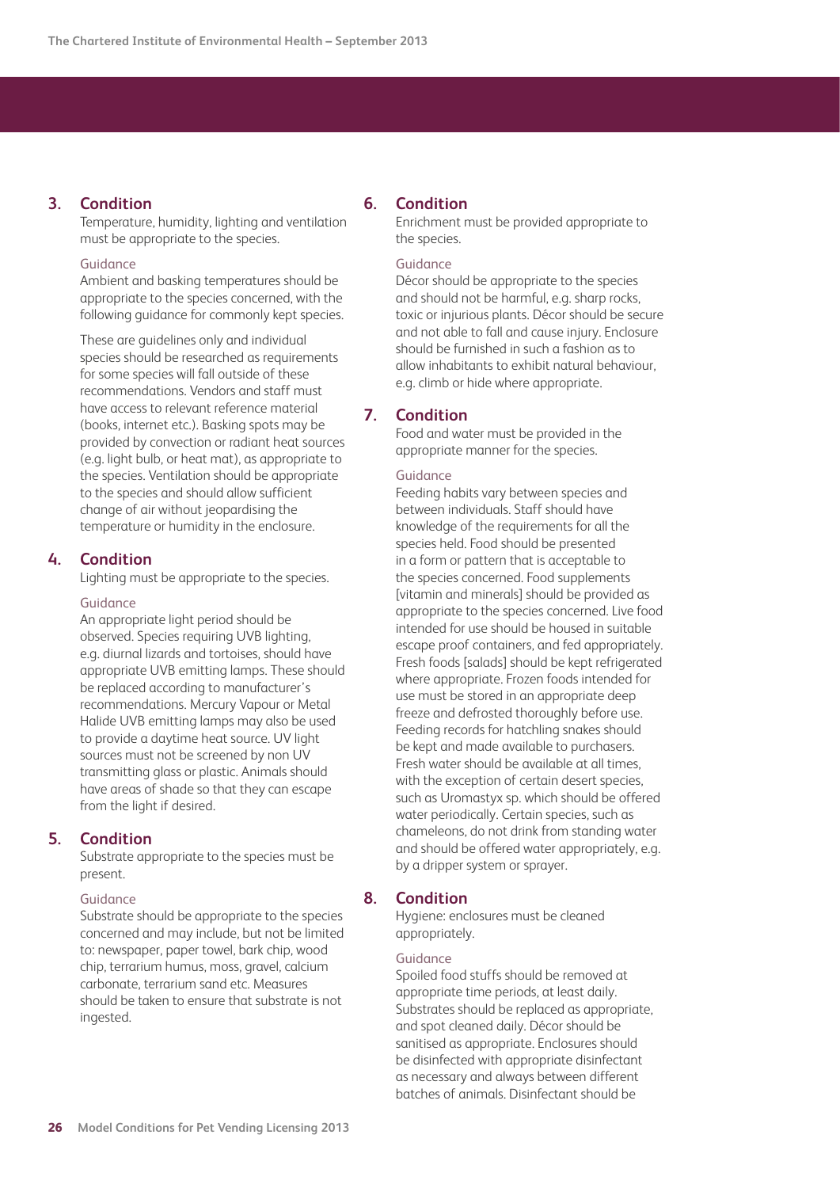### 3. Condition

Temperature, humidity, lighting and ventilation must be appropriate to the species.

Guidance

Ambient and basking temperatures should be appropriate to the species concerned, with the following guidance for commonly kept species.

These are guidelines only and individual species should be researched as requirements for some species will fall outside of these recommendations. Vendors and staff must have access to relevant reference material (books, internet etc.). Basking spots may be provided by convection or radiant heat sources (e.g. light bulb, or heat mat), as appropriate to the species. Ventilation should be appropriate to the species and should allow sufficient change of air without jeopardising the temperature or humidity in the enclosure.

### 4. Condition

Lighting must be appropriate to the species.

Guidance

An appropriate light period should be observed. Species requiring UVB lighting, e.g. diurnal lizards and tortoises, should have appropriate UVB emitting lamps. These should be replaced according to manufacturer's recommendations. Mercury Vapour or Metal Halide UVB emitting lamps may also be used to provide a daytime heat source. UV light sources must not be screened by non UV transmitting glass or plastic. Animals should have areas of shade so that they can escape from the light if desired.

### 5. Condition

Substrate appropriate to the species must be present.

Guidance

Substrate should be appropriate to the species concerned and may include, but not be limited to: newspaper, paper towel, bark chip, wood chip, terrarium humus, moss, gravel, calcium carbonate, terrarium sand etc. Measures should be taken to ensure that substrate is not ingested.

### 6. Condition

Enrichment must be provided appropriate to the species.

Guidance

Décor should be appropriate to the species and should not be harmful, e.g. sharp rocks, toxic or injurious plants. Décor should be secure and not able to fall and cause injury. Enclosure should be furnished in such a fashion as to allow inhabitants to exhibit natural behaviour, e.g. climb or hide where appropriate.

### 7. Condition

Food and water must be provided in the appropriate manner for the species.

Guidance

Feeding habits vary between species and between individuals. Staff should have knowledge of the requirements for all the species held. Food should be presented in a form or pattern that is acceptable to the species concerned. Food supplements [vitamin and minerals] should be provided as appropriate to the species concerned. Live food intended for use should be housed in suitable escape proof containers, and fed appropriately. Fresh foods [salads] should be kept refrigerated where appropriate. Frozen foods intended for use must be stored in an appropriate deep freeze and defrosted thoroughly before use. Feeding records for hatchling snakes should be kept and made available to purchasers. Fresh water should be available at all times, with the exception of certain desert species, such as Uromastyx sp. which should be offered water periodically. Certain species, such as chameleons, do not drink from standing water and should be offered water appropriately, e.g. by a dripper system or sprayer.

### 8. Condition

Hygiene: enclosures must be cleaned appropriately.

Guidance

Spoiled food stuffs should be removed at appropriate time periods, at least daily. Substrates should be replaced as appropriate, and spot cleaned daily. Décor should be sanitised as appropriate. Enclosures should be disinfected with appropriate disinfectant as necessary and always between different batches of animals. Disinfectant should be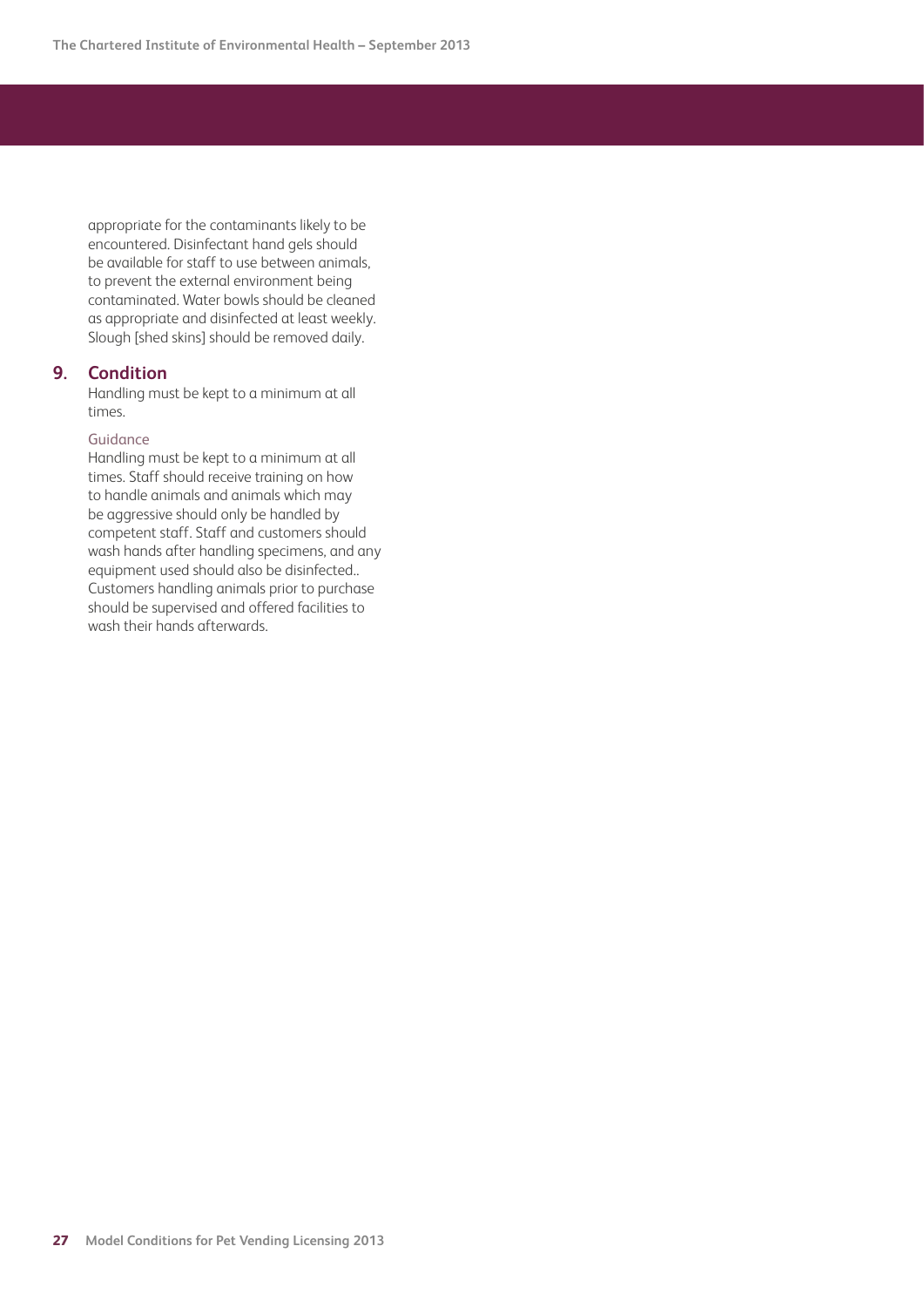appropriate for the contaminants likely to be encountered. Disinfectant hand gels should be available for staff to use between animals, to prevent the external environment being contaminated. Water bowls should be cleaned as appropriate and disinfected at least weekly. Slough [shed skins] should be removed daily.

## 9. Condition

Handling must be kept to a minimum at all times.

### Guidance

Handling must be kept to a minimum at all times. Staff should receive training on how to handle animals and animals which may be aggressive should only be handled by competent staff. Staff and customers should wash hands after handling specimens, and any equipment used should also be disinfected.. Customers handling animals prior to purchase should be supervised and offered facilities to wash their hands afterwards.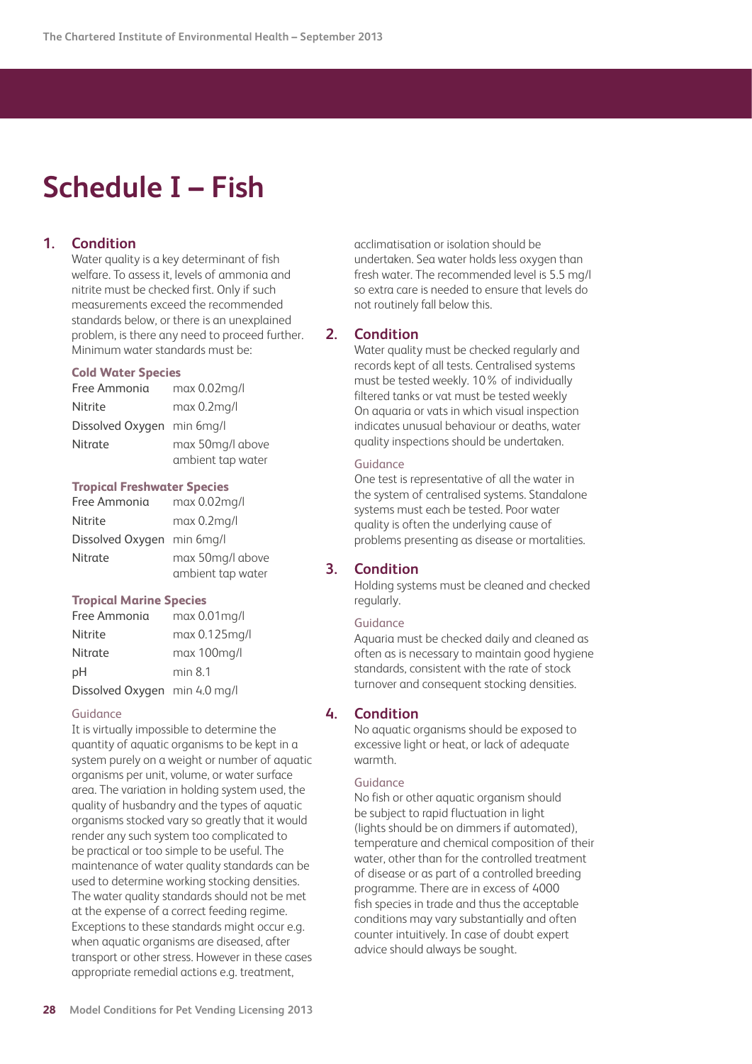# Schedule I – Fish

## 1. Condition

Water quality is a key determinant of fish welfare. To assess it, levels of ammonia and nitrite must be checked first. Only if such measurements exceed the recommended standards below, or there is an unexplained problem, is there any need to proceed further. Minimum water standards must be:

### Cold Water Species

| | |
|---|---|
| Free Ammonia | max 0.02mg/l |
| Nitrite | max 0.2mg/l |
| Dissolved Oxygen | min 6mg/l |
| Nitrate | max 50mg/l above ambient tap water |

### Tropical Freshwater Species

| | |
|---|---|
| Free Ammonia | max 0.02mg/l |
| Nitrite | max 0.2mg/l |
| Dissolved Oxygen | min 6mg/l |
| Nitrate | max 50mg/l above ambient tap water |

### Tropical Marine Species

| | |
|---|---|
| Free Ammonia | max 0.01mg/l |
| Nitrite | max 0.125mg/l |
| Nitrate | max 100mg/l |
| pH | min 8.1 |
| Dissolved Oxygen | min 4.0 mg/l |

Guidance

It is virtually impossible to determine the quantity of aquatic organisms to be kept in a system purely on a weight or number of aquatic organisms per unit, volume, or water surface area. The variation in holding system used, the quality of husbandry and the types of aquatic organisms stocked vary so greatly that it would render any such system too complicated to be practical or too simple to be useful. The maintenance of water quality standards can be used to determine working stocking densities. The water quality standards should not be met at the expense of a correct feeding regime. Exceptions to these standards might occur e.g. when aquatic organisms are diseased, after transport or other stress. However in these cases appropriate remedial actions e.g. treatment, acclimatisation or isolation should be undertaken. Sea water holds less oxygen than fresh water. The recommended level is 5.5 mg/l so extra care is needed to ensure that levels do not routinely fall below this.

## 2. Condition

Water quality must be checked regularly and records kept of all tests. Centralised systems must be tested weekly. 10% of individually filtered tanks or vat must be tested weekly On aquaria or vats in which visual inspection indicates unusual behaviour or deaths, water quality inspections should be undertaken.

Guidance

One test is representative of all the water in the system of centralised systems. Standalone systems must each be tested. Poor water quality is often the underlying cause of problems presenting as disease or mortalities.

## 3. Condition

Holding systems must be cleaned and checked regularly.

Guidance

Aquaria must be checked daily and cleaned as often as is necessary to maintain good hygiene standards, consistent with the rate of stock turnover and consequent stocking densities.

## 4. Condition

No aquatic organisms should be exposed to excessive light or heat, or lack of adequate warmth.

Guidance

No fish or other aquatic organism should be subject to rapid fluctuation in light (lights should be on dimmers if automated), temperature and chemical composition of their water, other than for the controlled treatment of disease or as part of a controlled breeding programme. There are in excess of 4000 fish species in trade and thus the acceptable conditions may vary substantially and often counter intuitively. In case of doubt expert advice should always be sought.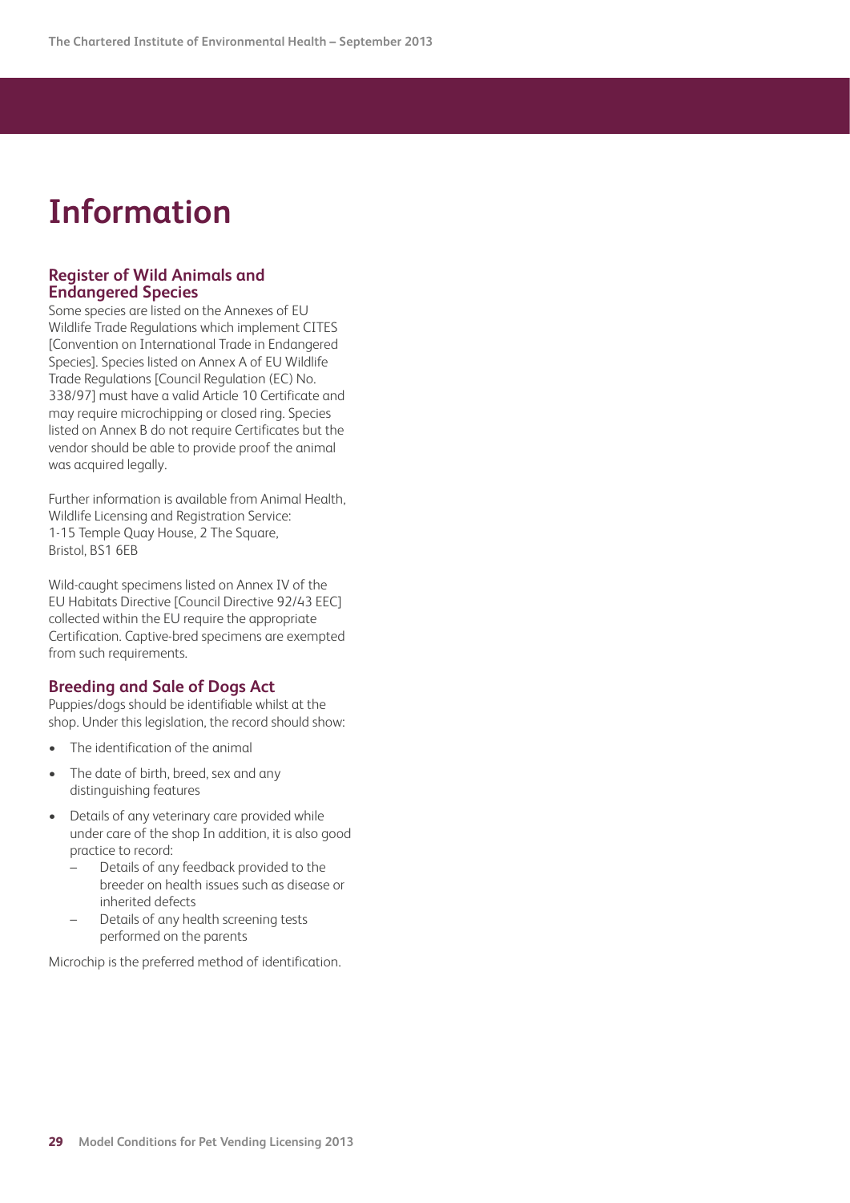# Information

## Register of Wild Animals and Endangered Species

Some species are listed on the Annexes of EU Wildlife Trade Regulations which implement CITES [Convention on International Trade in Endangered Species]. Species listed on Annex A of EU Wildlife Trade Regulations [Council Regulation (EC) No. 338/97] must have a valid Article 10 Certificate and may require microchipping or closed ring. Species listed on Annex B do not require Certificates but the vendor should be able to provide proof the animal was acquired legally.

Further information is available from Animal Health, Wildlife Licensing and Registration Service:
1-15 Temple Quay House, 2 The Square,
Bristol, BS1 6EB

Wild-caught specimens listed on Annex IV of the EU Habitats Directive [Council Directive 92/43 EEC] collected within the EU require the appropriate Certification. Captive-bred specimens are exempted from such requirements.

## Breeding and Sale of Dogs Act

Puppies/dogs should be identifiable whilst at the shop. Under this legislation, the record should show:

- The identification of the animal
- The date of birth, breed, sex and any distinguishing features
- Details of any veterinary care provided while under care of the shop In addition, it is also good practice to record:
  - Details of any feedback provided to the breeder on health issues such as disease or inherited defects
  - Details of any health screening tests performed on the parents

Microchip is the preferred method of identification.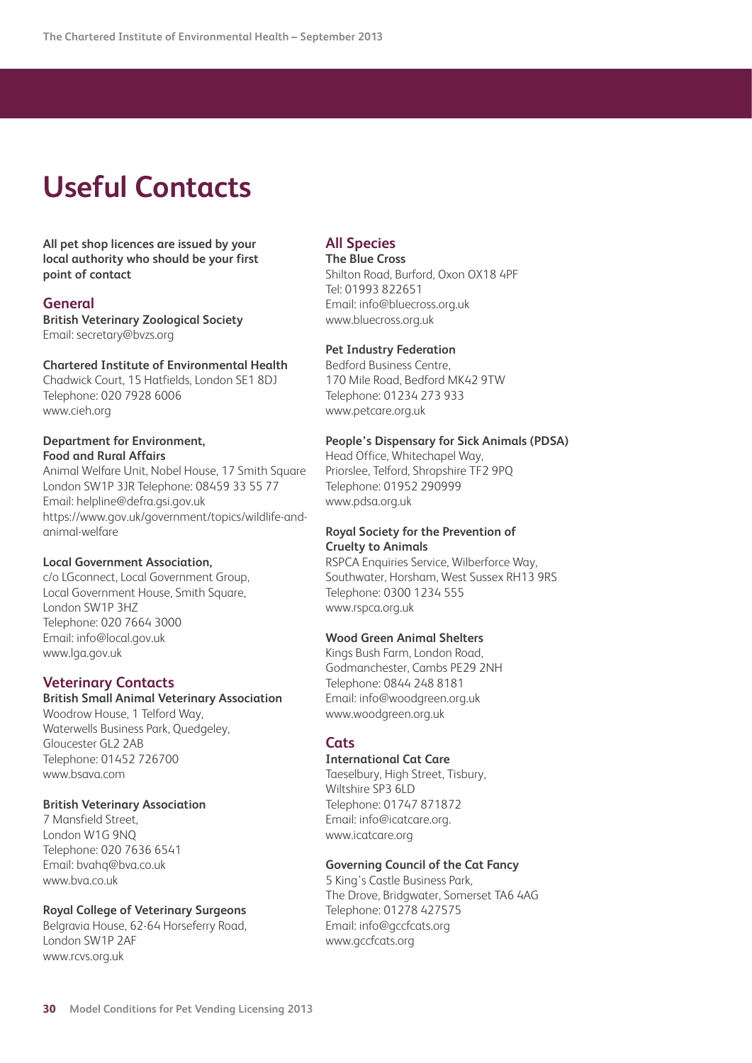# Useful Contacts

**All pet shop licences are issued by your local authority who should be your first point of contact**

## General

**British Veterinary Zoological Society**
Email: secretary@bvzs.org

**Chartered Institute of Environmental Health**
Chadwick Court, 15 Hatfields, London SE1 8DJ
Telephone: 020 7928 6006
www.cieh.org

**Department for Environment, Food and Rural Affairs**
Animal Welfare Unit, Nobel House, 17 Smith Square
London SW1P 3JR Telephone: 08459 33 55 77
Email: helpline@defra.gsi.gov.uk
https://www.gov.uk/government/topics/wildlife-and-animal-welfare

**Local Government Association,**
c/o LGconnect, Local Government Group,
Local Government House, Smith Square,
London SW1P 3HZ
Telephone: 020 7664 3000
Email: info@local.gov.uk
www.lga.gov.uk

## Veterinary Contacts

**British Small Animal Veterinary Association**
Woodrow House, 1 Telford Way,
Waterwells Business Park, Quedgeley,
Gloucester GL2 2AB
Telephone: 01452 726700
www.bsava.com

**British Veterinary Association**
7 Mansfield Street,
London W1G 9NQ
Telephone: 020 7636 6541
Email: bvahq@bva.co.uk
www.bva.co.uk

**Royal College of Veterinary Surgeons**
Belgravia House, 62-64 Horseferry Road,
London SW1P 2AF
www.rcvs.org.uk

## All Species

**The Blue Cross**
Shilton Road, Burford, Oxon OX18 4PF
Tel: 01993 822651
Email: info@bluecross.org.uk
www.bluecross.org.uk

**Pet Industry Federation**
Bedford Business Centre,
170 Mile Road, Bedford MK42 9TW
Telephone: 01234 273 933
www.petcare.org.uk

**People's Dispensary for Sick Animals (PDSA)**
Head Office, Whitechapel Way,
Priorslee, Telford, Shropshire TF2 9PQ
Telephone: 01952 290999
www.pdsa.org.uk

**Royal Society for the Prevention of Cruelty to Animals**
RSPCA Enquiries Service, Wilberforce Way,
Southwater, Horsham, West Sussex RH13 9RS
Telephone: 0300 1234 555
www.rspca.org.uk

**Wood Green Animal Shelters**
Kings Bush Farm, London Road,
Godmanchester, Cambs PE29 2NH
Telephone: 0844 248 8181
Email: info@woodgreen.org.uk
www.woodgreen.org.uk

## Cats

**International Cat Care**
Taeselbury, High Street, Tisbury,
Wiltshire SP3 6LD
Telephone: 01747 871872
Email: info@icatcare.org.
www.icatcare.org

**Governing Council of the Cat Fancy**
5 King's Castle Business Park,
The Drove, Bridgwater, Somerset TA6 4AG
Telephone: 01278 427575
Email: info@gccfcats.org
www.gccfcats.org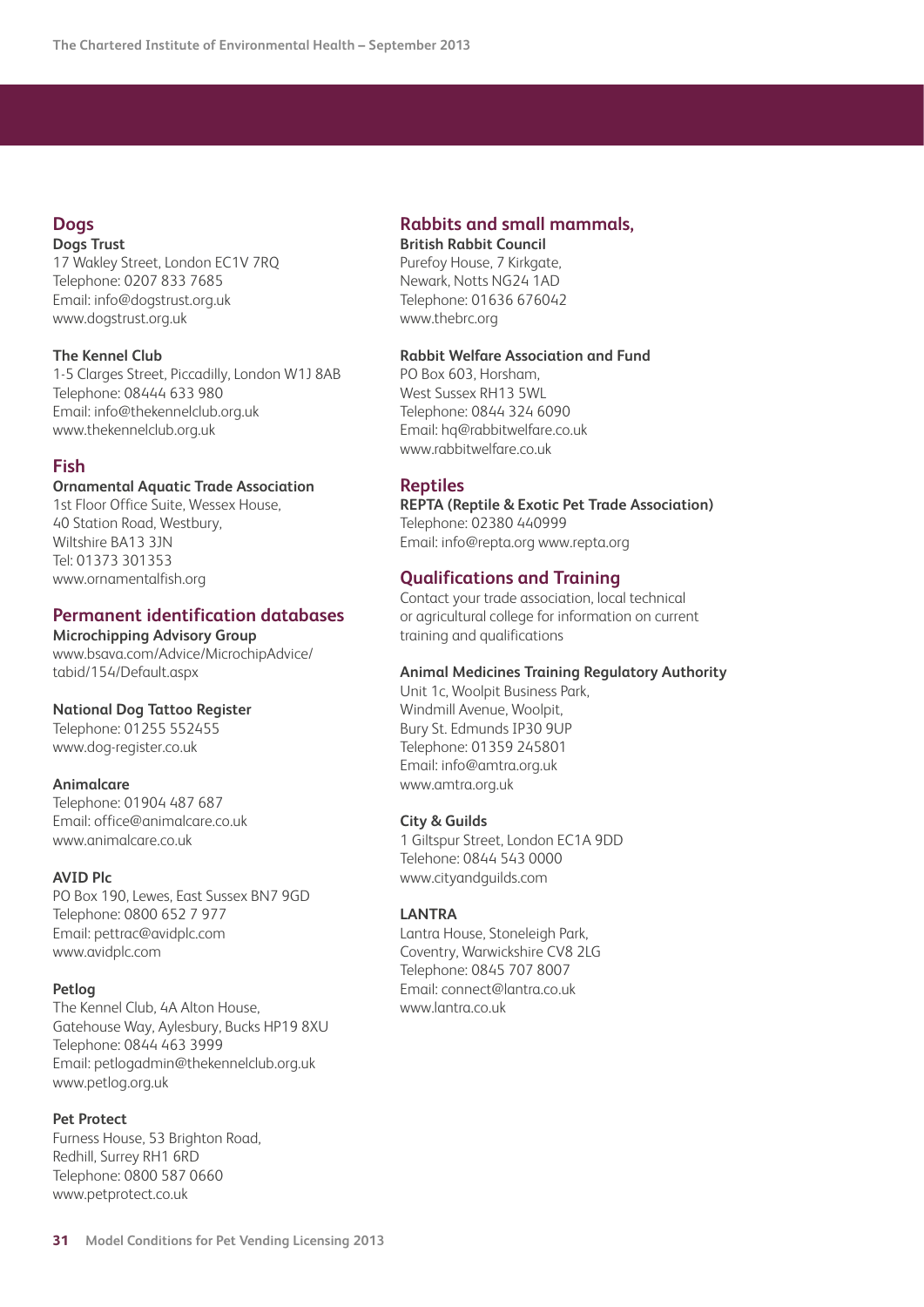## Dogs

**Dogs Trust**
17 Wakley Street, London EC1V 7RQ
Telephone: 0207 833 7685
Email: info@dogstrust.org.uk
www.dogstrust.org.uk

**The Kennel Club**
1-5 Clarges Street, Piccadilly, London W1J 8AB
Telephone: 08444 633 980
Email: info@thekennelclub.org.uk
www.thekennelclub.org.uk

## Fish

**Ornamental Aquatic Trade Association**
1st Floor Office Suite, Wessex House,
40 Station Road, Westbury,
Wiltshire BA13 3JN
Tel: 01373 301353
www.ornamentalfish.org

## Permanent identification databases

**Microchipping Advisory Group**
www.bsava.com/Advice/MicrochipAdvice/tabid/154/Default.aspx

**National Dog Tattoo Register**
Telephone: 01255 552455
www.dog-register.co.uk

**Animalcare**
Telephone: 01904 487 687
Email: office@animalcare.co.uk
www.animalcare.co.uk

**AVID Plc**
PO Box 190, Lewes, East Sussex BN7 9GD
Telephone: 0800 652 7 977
Email: pettrac@avidplc.com
www.avidplc.com

**Petlog**
The Kennel Club, 4A Alton House,
Gatehouse Way, Aylesbury, Bucks HP19 8XU
Telephone: 0844 463 3999
Email: petlogadmin@thekennelclub.org.uk
www.petlog.org.uk

**Pet Protect**
Furness House, 53 Brighton Road,
Redhill, Surrey RH1 6RD
Telephone: 0800 587 0660
www.petprotect.co.uk

## Rabbits and small mammals,

**British Rabbit Council**
Purefoy House, 7 Kirkgate,
Newark, Notts NG24 1AD
Telephone: 01636 676042
www.thebrc.org

**Rabbit Welfare Association and Fund**
PO Box 603, Horsham,
West Sussex RH13 5WL
Telephone: 0844 324 6090
Email: hq@rabbitwelfare.co.uk
www.rabbitwelfare.co.uk

## Reptiles

**REPTA (Reptile & Exotic Pet Trade Association)**
Telephone: 02380 440999
Email: info@repta.org www.repta.org

## Qualifications and Training

Contact your trade association, local technical or agricultural college for information on current training and qualifications

**Animal Medicines Training Regulatory Authority**
Unit 1c, Woolpit Business Park,
Windmill Avenue, Woolpit,
Bury St. Edmunds IP30 9UP
Telephone: 01359 245801
Email: info@amtra.org.uk
www.amtra.org.uk

**City & Guilds**
1 Giltspur Street, London EC1A 9DD
Telehone: 0844 543 0000
www.cityandguilds.com

**LANTRA**
Lantra House, Stoneleigh Park,
Coventry, Warwickshire CV8 2LG
Telephone: 0845 707 8007
Email: connect@lantra.co.uk
www.lantra.co.uk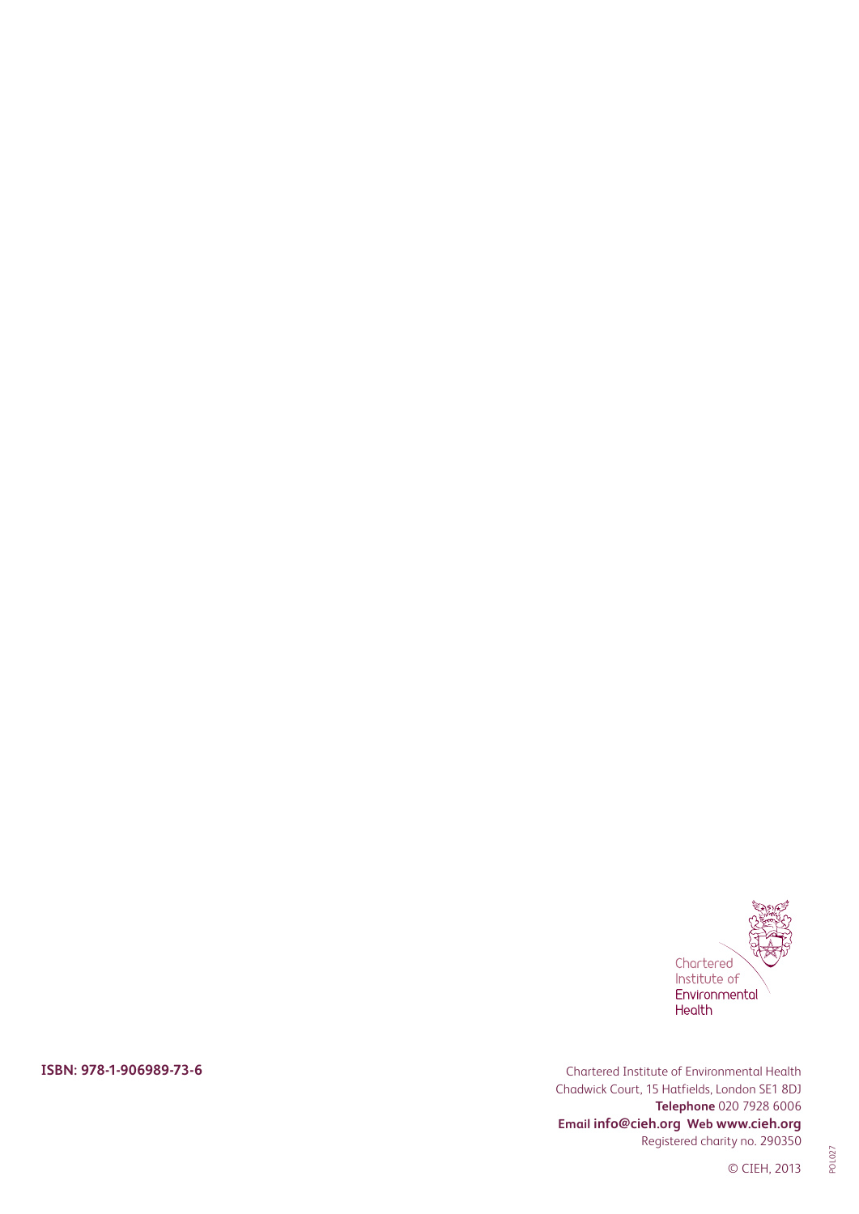Chartered Institute of Environmental Health

**ISBN: 978-1-906989-73-6**

Chartered Institute of Environmental Health
Chadwick Court, 15 Hatfields, London SE1 8DJ
**Telephone** 020 7928 6006
**Email info@cieh.org Web www.cieh.org**
Registered charity no. 290350

© CIEH, 2013

POL027